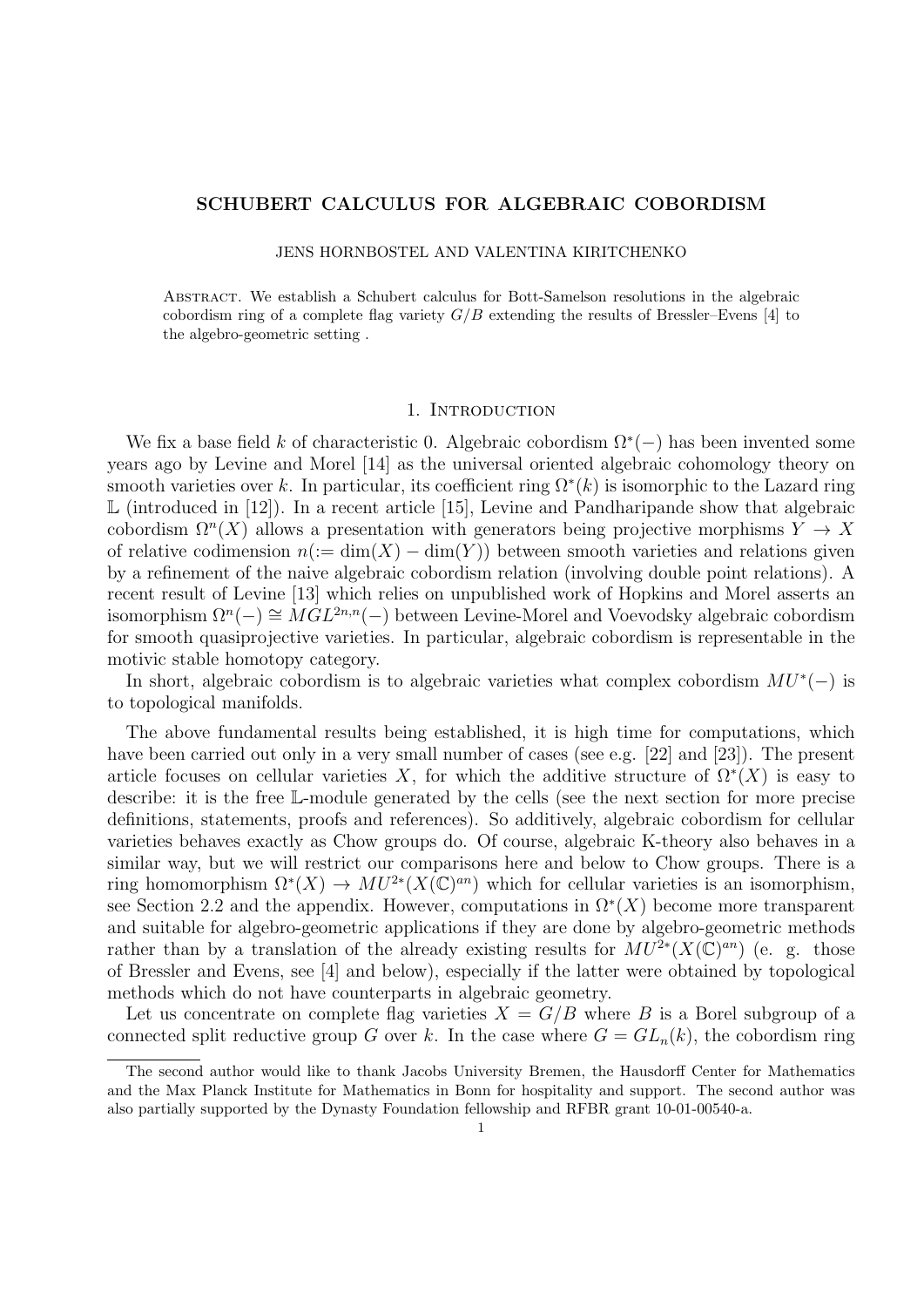# SCHUBERT CALCULUS FOR ALGEBRAIC COBORDISM

JENS HORNBOSTEL AND VALENTINA KIRITCHENKO

Abstract. We establish a Schubert calculus for Bott-Samelson resolutions in the algebraic cobordism ring of a complete flag variety $G/B$ extending the results of Bressler–Evens [4] to the algebro-geometric setting .

## 1. Introduction

We fix a base field $k$ of characteristic 0. Algebraic cobordism $\Omega^*(-)$ has been invented some years ago by Levine and Morel [14] as the universal oriented algebraic cohomology theory on smooth varieties over $k$. In particular, its coefficient ring $\Omega^*(k)$ is isomorphic to the Lazard ring $\mathbb{L}$ (introduced in [12]). In a recent article [15], Levine and Pandharipande show that algebraic cobordism $\Omega^n(X)$ allows a presentation with generators being projective morphisms $Y \to X$ of relative codimension $n(:= \dim(X) - \dim(Y))$ between smooth varieties and relations given by a refinement of the naive algebraic cobordism relation (involving double point relations). A recent result of Levine [13] which relies on unpublished work of Hopkins and Morel asserts an isomorphism $\Omega^n(-) \cong MGL^{2n,n}(-)$ between Levine-Morel and Voevodsky algebraic cobordism for smooth quasiprojective varieties. In particular, algebraic cobordism is representable in the motivic stable homotopy category.

In short, algebraic cobordism is to algebraic varieties what complex cobordism $MU^*(-)$ is to topological manifolds.

The above fundamental results being established, it is high time for computations, which have been carried out only in a very small number of cases (see e.g. [22] and [23]). The present article focuses on cellular varieties $X$, for which the additive structure of $\Omega^*(X)$ is easy to describe: it is the free $\mathbb{L}$-module generated by the cells (see the next section for more precise definitions, statements, proofs and references). So additively, algebraic cobordism for cellular varieties behaves exactly as Chow groups do. Of course, algebraic K-theory also behaves in a similar way, but we will restrict our comparisons here and below to Chow groups. There is a ring homomorphism $\Omega^*(X) \to MU^{2*}(X(\mathbb{C})^{an})$ which for cellular varieties is an isomorphism, see Section 2.2 and the appendix. However, computations in $\Omega^*(X)$ become more transparent and suitable for algebro-geometric applications if they are done by algebro-geometric methods rather than by a translation of the already existing results for $MU^{2*}(X(\mathbb{C})^{an})$ (e. g. those of Bressler and Evens, see [4] and below), especially if the latter were obtained by topological methods which do not have counterparts in algebraic geometry.

Let us concentrate on complete flag varieties $X = G/B$ where $B$ is a Borel subgroup of a connected split reductive group $G$ over $k$. In the case where $G = GL_n(k)$, the cobordism ring

The second author would like to thank Jacobs University Bremen, the Hausdorff Center for Mathematics and the Max Planck Institute for Mathematics in Bonn for hospitality and support. The second author was also partially supported by the Dynasty Foundation fellowship and RFBR grant 10-01-00540-a.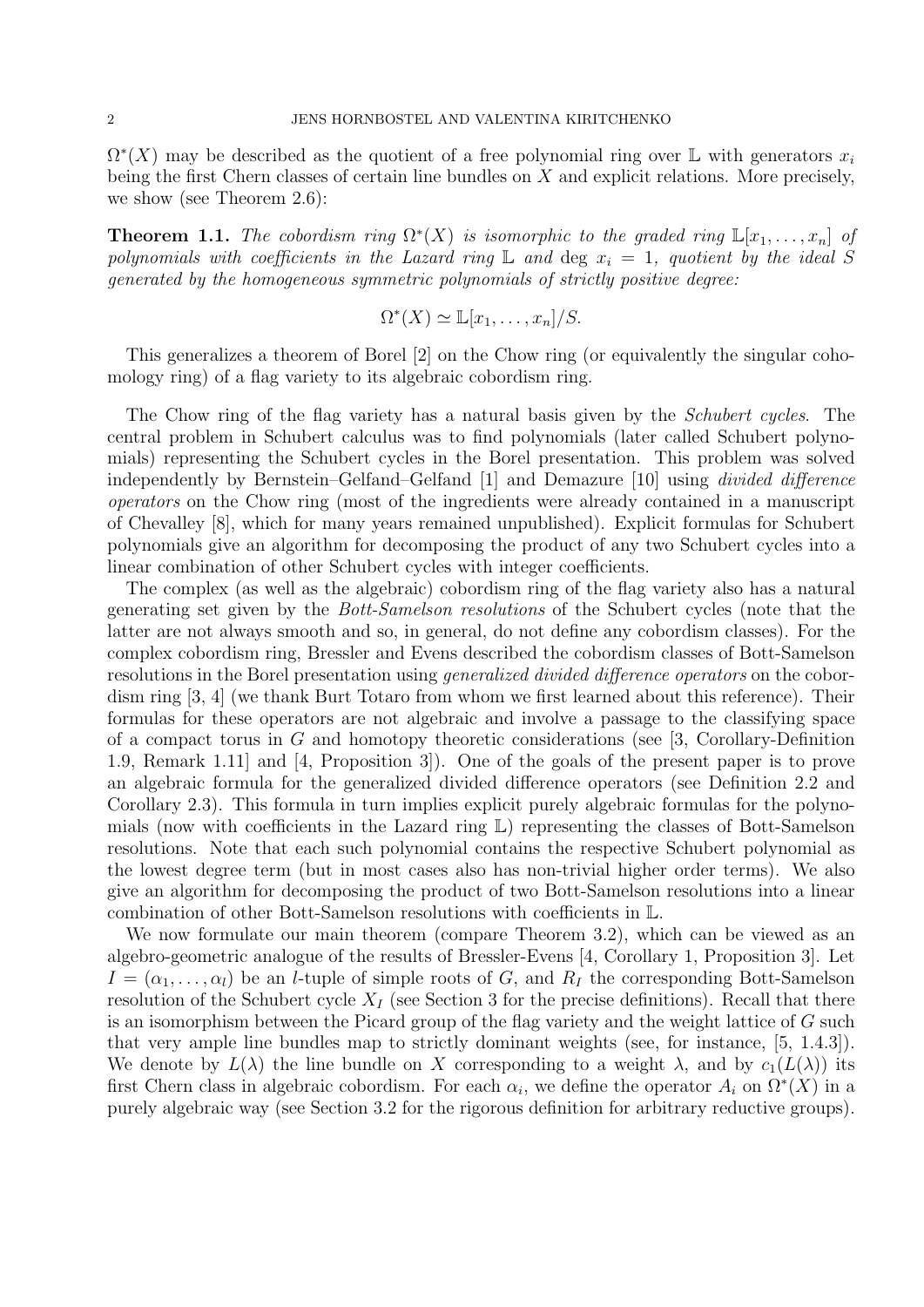$\Omega^*(X)$ may be described as the quotient of a free polynomial ring over $\mathbb{L}$ with generators $x_i$ being the first Chern classes of certain line bundles on $X$ and explicit relations. More precisely, we show (see Theorem 2.6):

**Theorem 1.1.** *The cobordism ring $\Omega^*(X)$ is isomorphic to the graded ring $\mathbb{L}[x_1, \ldots, x_n]$ of polynomials with coefficients in the Lazard ring $\mathbb{L}$ and $\deg x_i = 1$, quotient by the ideal $S$ generated by the homogeneous symmetric polynomials of strictly positive degree:*

$$\Omega^*(X) \simeq \mathbb{L}[x_1, \ldots, x_n]/S.$$

This generalizes a theorem of Borel [2] on the Chow ring (or equivalently the singular cohomology ring) of a flag variety to its algebraic cobordism ring.

The Chow ring of the flag variety has a natural basis given by the *Schubert cycles*. The central problem in Schubert calculus was to find polynomials (later called Schubert polynomials) representing the Schubert cycles in the Borel presentation. This problem was solved independently by Bernstein–Gelfand–Gelfand [1] and Demazure [10] using *divided difference operators* on the Chow ring (most of the ingredients were already contained in a manuscript of Chevalley [8], which for many years remained unpublished). Explicit formulas for Schubert polynomials give an algorithm for decomposing the product of any two Schubert cycles into a linear combination of other Schubert cycles with integer coefficients.

The complex (as well as the algebraic) cobordism ring of the flag variety also has a natural generating set given by the *Bott-Samelson resolutions* of the Schubert cycles (note that the latter are not always smooth and so, in general, do not define any cobordism classes). For the complex cobordism ring, Bressler and Evens described the cobordism classes of Bott-Samelson resolutions in the Borel presentation using *generalized divided difference operators* on the cobordism ring [3, 4] (we thank Burt Totaro from whom we first learned about this reference). Their formulas for these operators are not algebraic and involve a passage to the classifying space of a compact torus in $G$ and homotopy theoretic considerations (see [3, Corollary-Definition 1.9, Remark 1.11] and [4, Proposition 3]). One of the goals of the present paper is to prove an algebraic formula for the generalized divided difference operators (see Definition 2.2 and Corollary 2.3). This formula in turn implies explicit purely algebraic formulas for the polynomials (now with coefficients in the Lazard ring $\mathbb{L}$) representing the classes of Bott-Samelson resolutions. Note that each such polynomial contains the respective Schubert polynomial as the lowest degree term (but in most cases also has non-trivial higher order terms). We also give an algorithm for decomposing the product of two Bott-Samelson resolutions into a linear combination of other Bott-Samelson resolutions with coefficients in $\mathbb{L}$.

We now formulate our main theorem (compare Theorem 3.2), which can be viewed as an algebro-geometric analogue of the results of Bressler-Evens [4, Corollary 1, Proposition 3]. Let $I = (\alpha_1, \ldots, \alpha_l)$ be an $l$-tuple of simple roots of $G$, and $R_I$ the corresponding Bott-Samelson resolution of the Schubert cycle $X_I$ (see Section 3 for the precise definitions). Recall that there is an isomorphism between the Picard group of the flag variety and the weight lattice of $G$ such that very ample line bundles map to strictly dominant weights (see, for instance, [5, 1.4.3]). We denote by $L(\lambda)$ the line bundle on $X$ corresponding to a weight $\lambda$, and by $c_1(L(\lambda))$ its first Chern class in algebraic cobordism. For each $\alpha_i$, we define the operator $A_i$ on $\Omega^*(X)$ in a purely algebraic way (see Section 3.2 for the rigorous definition for arbitrary reductive groups).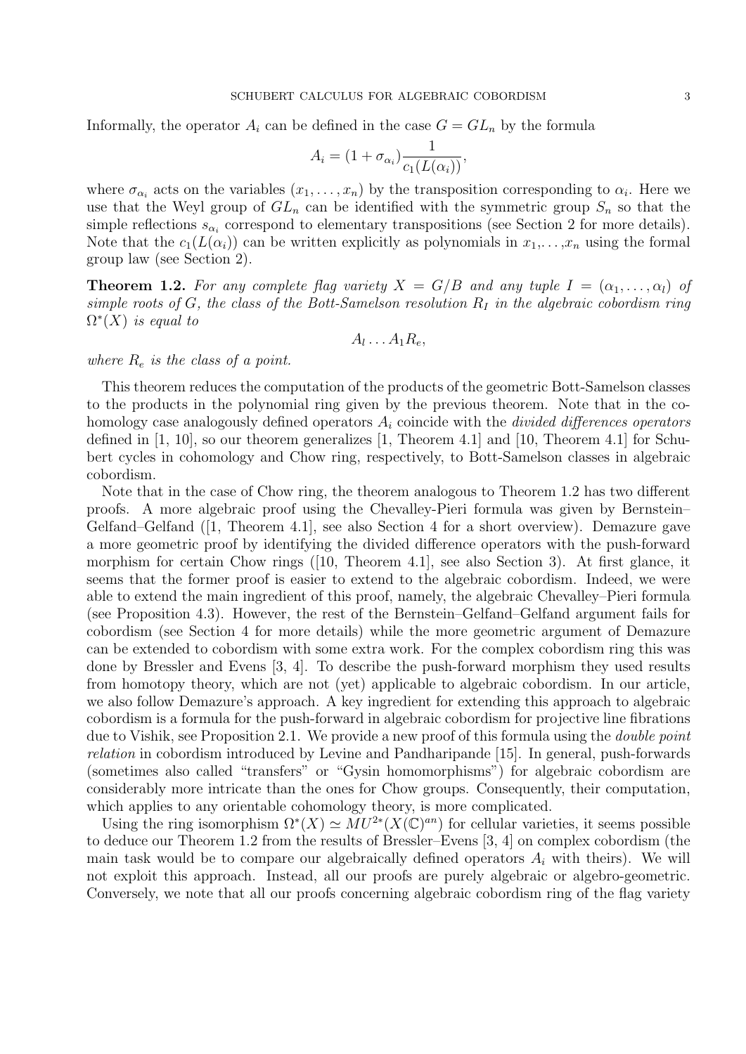Informally, the operator $A_i$ can be defined in the case $G = GL_n$ by the formula

$$A_i = (1 + \sigma_{\alpha_i})\frac{1}{c_1(L(\alpha_i))},$$

where $\sigma_{\alpha_i}$ acts on the variables $(x_1, \ldots, x_n)$ by the transposition corresponding to $\alpha_i$. Here we use that the Weyl group of $GL_n$ can be identified with the symmetric group $S_n$ so that the simple reflections $s_{\alpha_i}$ correspond to elementary transpositions (see Section 2 for more details). Note that the $c_1(L(\alpha_i))$ can be written explicitly as polynomials in $x_1, \ldots, x_n$ using the formal group law (see Section 2).

**Theorem 1.2.** *For any complete flag variety $X = G/B$ and any tuple $I = (\alpha_1, \ldots, \alpha_l)$ of simple roots of $G$, the class of the Bott-Samelson resolution $R_I$ in the algebraic cobordism ring $\Omega^*(X)$ is equal to*

$$A_l \ldots A_1 R_e,$$

*where $R_e$ is the class of a point.*

This theorem reduces the computation of the products of the geometric Bott-Samelson classes to the products in the polynomial ring given by the previous theorem. Note that in the cohomology case analogously defined operators $A_i$ coincide with the *divided differences operators* defined in [1, 10], so our theorem generalizes [1, Theorem 4.1] and [10, Theorem 4.1] for Schubert cycles in cohomology and Chow ring, respectively, to Bott-Samelson classes in algebraic cobordism.

Note that in the case of Chow ring, the theorem analogous to Theorem 1.2 has two different proofs. A more algebraic proof using the Chevalley-Pieri formula was given by Bernstein–Gelfand–Gelfand ([1, Theorem 4.1], see also Section 4 for a short overview). Demazure gave a more geometric proof by identifying the divided difference operators with the push-forward morphism for certain Chow rings ([10, Theorem 4.1], see also Section 3). At first glance, it seems that the former proof is easier to extend to the algebraic cobordism. Indeed, we were able to extend the main ingredient of this proof, namely, the algebraic Chevalley–Pieri formula (see Proposition 4.3). However, the rest of the Bernstein–Gelfand–Gelfand argument fails for cobordism (see Section 4 for more details) while the more geometric argument of Demazure can be extended to cobordism with some extra work. For the complex cobordism ring this was done by Bressler and Evens [3, 4]. To describe the push-forward morphism they used results from homotopy theory, which are not (yet) applicable to algebraic cobordism. In our article, we also follow Demazure's approach. A key ingredient for extending this approach to algebraic cobordism is a formula for the push-forward in algebraic cobordism for projective line fibrations due to Vishik, see Proposition 2.1. We provide a new proof of this formula using the *double point relation* in cobordism introduced by Levine and Pandharipande [15]. In general, push-forwards (sometimes also called "transfers" or "Gysin homomorphisms") for algebraic cobordism are considerably more intricate than the ones for Chow groups. Consequently, their computation, which applies to any orientable cohomology theory, is more complicated.

Using the ring isomorphism $\Omega^*(X) \simeq MU^{2*}(X(\mathbb{C})^{an})$ for cellular varieties, it seems possible to deduce our Theorem 1.2 from the results of Bressler–Evens [3, 4] on complex cobordism (the main task would be to compare our algebraically defined operators $A_i$ with theirs). We will not exploit this approach. Instead, all our proofs are purely algebraic or algebro-geometric. Conversely, we note that all our proofs concerning algebraic cobordism ring of the flag variety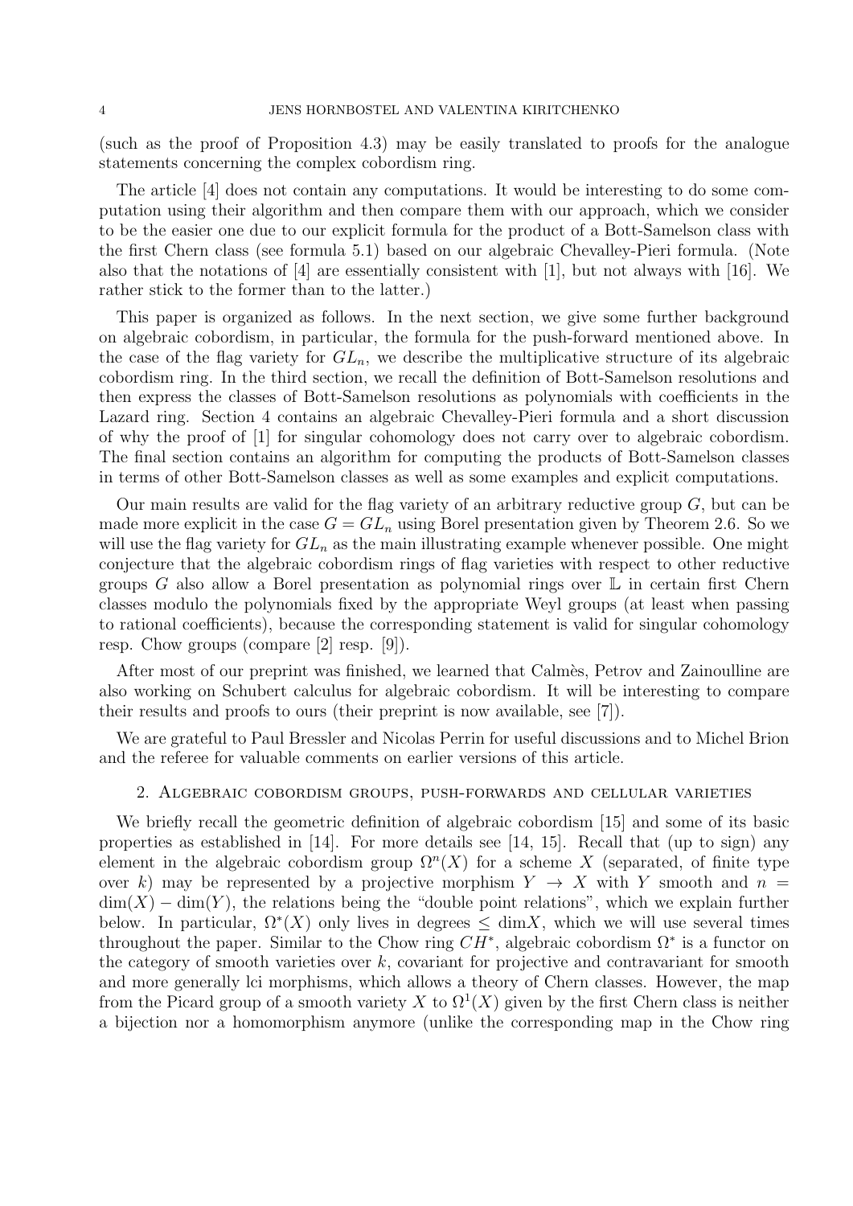(such as the proof of Proposition 4.3) may be easily translated to proofs for the analogue statements concerning the complex cobordism ring.

The article [4] does not contain any computations. It would be interesting to do some computation using their algorithm and then compare them with our approach, which we consider to be the easier one due to our explicit formula for the product of a Bott-Samelson class with the first Chern class (see formula 5.1) based on our algebraic Chevalley-Pieri formula. (Note also that the notations of [4] are essentially consistent with [1], but not always with [16]. We rather stick to the former than to the latter.)

This paper is organized as follows. In the next section, we give some further background on algebraic cobordism, in particular, the formula for the push-forward mentioned above. In the case of the flag variety for $GL_n$, we describe the multiplicative structure of its algebraic cobordism ring. In the third section, we recall the definition of Bott-Samelson resolutions and then express the classes of Bott-Samelson resolutions as polynomials with coefficients in the Lazard ring. Section 4 contains an algebraic Chevalley-Pieri formula and a short discussion of why the proof of [1] for singular cohomology does not carry over to algebraic cobordism. The final section contains an algorithm for computing the products of Bott-Samelson classes in terms of other Bott-Samelson classes as well as some examples and explicit computations.

Our main results are valid for the flag variety of an arbitrary reductive group $G$, but can be made more explicit in the case $G = GL_n$ using Borel presentation given by Theorem 2.6. So we will use the flag variety for $GL_n$ as the main illustrating example whenever possible. One might conjecture that the algebraic cobordism rings of flag varieties with respect to other reductive groups $G$ also allow a Borel presentation as polynomial rings over $\mathbb{L}$ in certain first Chern classes modulo the polynomials fixed by the appropriate Weyl groups (at least when passing to rational coefficients), because the corresponding statement is valid for singular cohomology resp. Chow groups (compare [2] resp. [9]).

After most of our preprint was finished, we learned that Calmès, Petrov and Zainoulline are also working on Schubert calculus for algebraic cobordism. It will be interesting to compare their results and proofs to ours (their preprint is now available, see [7]).

We are grateful to Paul Bressler and Nicolas Perrin for useful discussions and to Michel Brion and the referee for valuable comments on earlier versions of this article.

## 2. Algebraic cobordism groups, push-forwards and cellular varieties

We briefly recall the geometric definition of algebraic cobordism [15] and some of its basic properties as established in [14]. For more details see [14, 15]. Recall that (up to sign) any element in the algebraic cobordism group $\Omega^n(X)$ for a scheme $X$ (separated, of finite type over $k$) may be represented by a projective morphism $Y \to X$ with $Y$ smooth and $n = \dim(X) - \dim(Y)$, the relations being the "double point relations", which we explain further below. In particular, $\Omega^*(X)$ only lives in degrees $\leq \dim X$, which we will use several times throughout the paper. Similar to the Chow ring $CH^*$, algebraic cobordism $\Omega^*$ is a functor on the category of smooth varieties over $k$, covariant for projective and contravariant for smooth and more generally lci morphisms, which allows a theory of Chern classes. However, the map from the Picard group of a smooth variety $X$ to $\Omega^1(X)$ given by the first Chern class is neither a bijection nor a homomorphism anymore (unlike the corresponding map in the Chow ring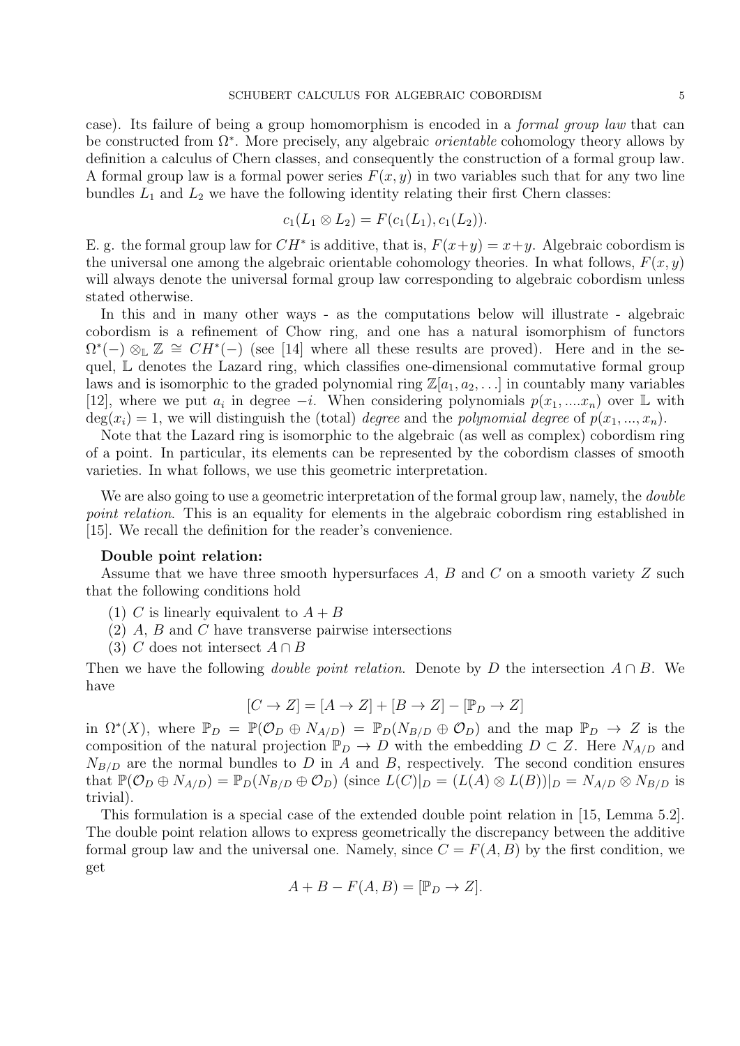case). Its failure of being a group homomorphism is encoded in a *formal group law* that can be constructed from $\Omega^*$. More precisely, any algebraic *orientable* cohomology theory allows by definition a calculus of Chern classes, and consequently the construction of a formal group law. A formal group law is a formal power series $F(x, y)$ in two variables such that for any two line bundles $L_1$ and $L_2$ we have the following identity relating their first Chern classes:

$$c_1(L_1 \otimes L_2) = F(c_1(L_1), c_1(L_2)).$$

E. g. the formal group law for $CH^*$ is additive, that is, $F(x+y) = x+y$. Algebraic cobordism is the universal one among the algebraic orientable cohomology theories. In what follows, $F(x, y)$ will always denote the universal formal group law corresponding to algebraic cobordism unless stated otherwise.

In this and in many other ways - as the computations below will illustrate - algebraic cobordism is a refinement of Chow ring, and one has a natural isomorphism of functors $\Omega^*(-) \otimes_{\mathbb{L}} \mathbb{Z} \cong CH^*(-)$ (see [14] where all these results are proved). Here and in the sequel, $\mathbb{L}$ denotes the Lazard ring, which classifies one-dimensional commutative formal group laws and is isomorphic to the graded polynomial ring $\mathbb{Z}[a_1, a_2, \ldots]$ in countably many variables [12], where we put $a_i$ in degree $-i$. When considering polynomials $p(x_1, \ldots x_n)$ over $\mathbb{L}$ with $\deg(x_i) = 1$, we will distinguish the (total) *degree* and the *polynomial degree* of $p(x_1, \ldots, x_n)$.

Note that the Lazard ring is isomorphic to the algebraic (as well as complex) cobordism ring of a point. In particular, its elements can be represented by the cobordism classes of smooth varieties. In what follows, we use this geometric interpretation.

We are also going to use a geometric interpretation of the formal group law, namely, the *double point relation*. This is an equality for elements in the algebraic cobordism ring established in [15]. We recall the definition for the reader's convenience.

**Double point relation:**

Assume that we have three smooth hypersurfaces $A$, $B$ and $C$ on a smooth variety $Z$ such that the following conditions hold

1. $C$ is linearly equivalent to $A + B$
2. $A$, $B$ and $C$ have transverse pairwise intersections
3. $C$ does not intersect $A \cap B$

Then we have the following *double point relation*. Denote by $D$ the intersection $A \cap B$. We have

$$[C \to Z] = [A \to Z] + [B \to Z] - [\mathbb{P}_D \to Z]$$

in $\Omega^*(X)$, where $\mathbb{P}_D = \mathbb{P}(\mathcal{O}_D \oplus N_{A/D}) = \mathbb{P}_D(N_{B/D} \oplus \mathcal{O}_D)$ and the map $\mathbb{P}_D \to Z$ is the composition of the natural projection $\mathbb{P}_D \to D$ with the embedding $D \subset Z$. Here $N_{A/D}$ and $N_{B/D}$ are the normal bundles to $D$ in $A$ and $B$, respectively. The second condition ensures that $\mathbb{P}(\mathcal{O}_D \oplus N_{A/D}) = \mathbb{P}_D(N_{B/D} \oplus \mathcal{O}_D)$ (since $L(C)|_D = (L(A) \otimes L(B))|_D = N_{A/D} \otimes N_{B/D}$ is trivial).

This formulation is a special case of the extended double point relation in [15, Lemma 5.2]. The double point relation allows to express geometrically the discrepancy between the additive formal group law and the universal one. Namely, since $C = F(A, B)$ by the first condition, we get

$$A + B - F(A, B) = [\mathbb{P}_D \to Z].$$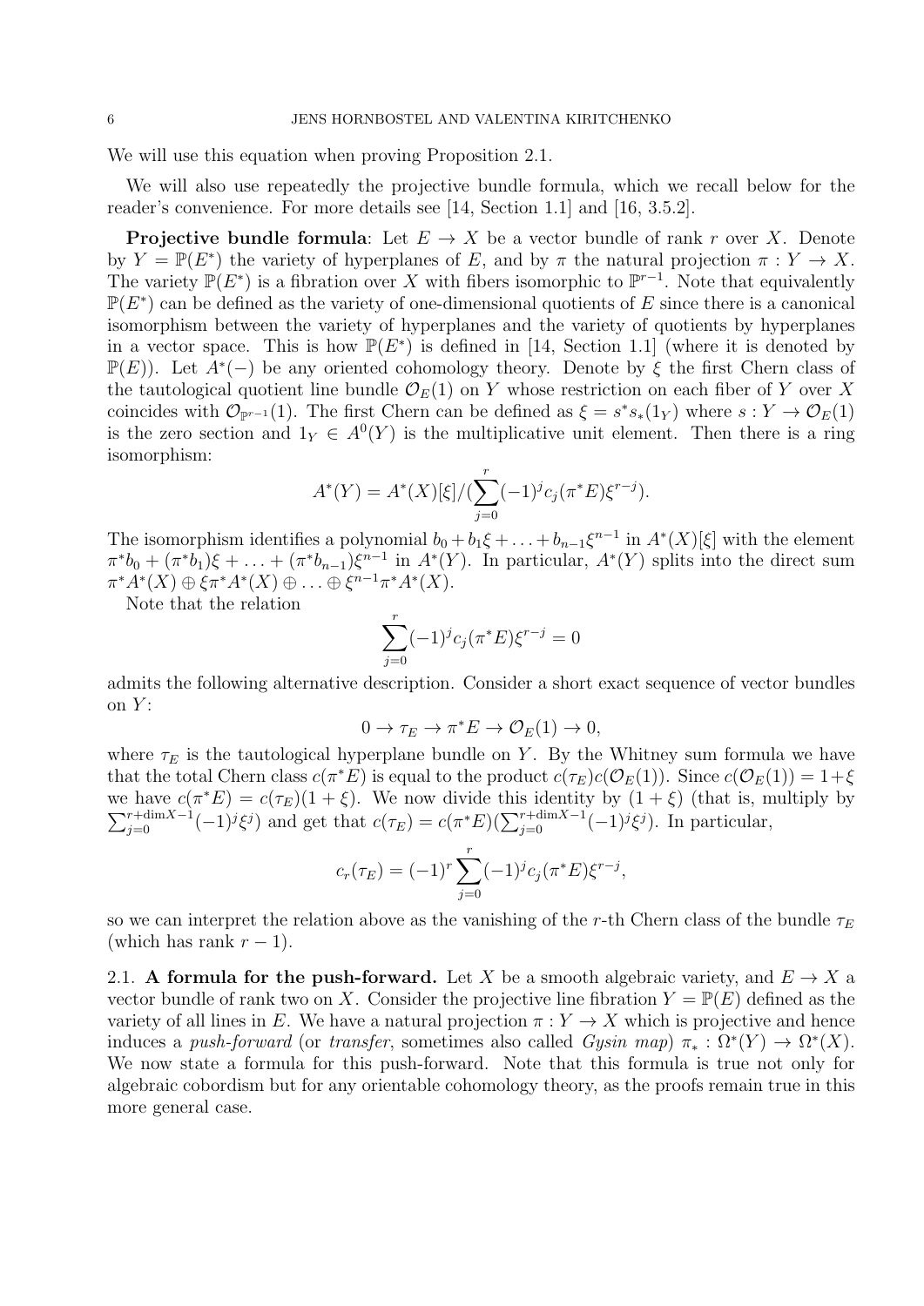We will use this equation when proving Proposition 2.1.

We will also use repeatedly the projective bundle formula, which we recall below for the reader's convenience. For more details see [14, Section 1.1] and [16, 3.5.2].

**Projective bundle formula**: Let $E \to X$ be a vector bundle of rank $r$ over $X$. Denote by $Y = \mathbb{P}(E^*)$ the variety of hyperplanes of $E$, and by $\pi$ the natural projection $\pi : Y \to X$. The variety $\mathbb{P}(E^*)$ is a fibration over $X$ with fibers isomorphic to $\mathbb{P}^{r-1}$. Note that equivalently $\mathbb{P}(E^*)$ can be defined as the variety of one-dimensional quotients of $E$ since there is a canonical isomorphism between the variety of hyperplanes and the variety of quotients by hyperplanes in a vector space. This is how $\mathbb{P}(E^*)$ is defined in [14, Section 1.1] (where it is denoted by $\mathbb{P}(E)$). Let $A^*(-)$ be any oriented cohomology theory. Denote by $\xi$ the first Chern class of the tautological quotient line bundle $\mathcal{O}_E(1)$ on $Y$ whose restriction on each fiber of $Y$ over $X$ coincides with $\mathcal{O}_{\mathbb{P}^{r-1}}(1)$. The first Chern can be defined as $\xi = s^*s_*(1_Y)$ where $s : Y \to \mathcal{O}_E(1)$ is the zero section and $1_Y \in A^0(Y)$ is the multiplicative unit element. Then there is a ring isomorphism:

$$A^*(Y) = A^*(X)[\xi]/(\sum_{j=0}^{r}(-1)^j c_j(\pi^*E)\xi^{r-j}).$$

The isomorphism identifies a polynomial $b_0 + b_1\xi + \ldots + b_{n-1}\xi^{n-1}$ in $A^*(X)[\xi]$ with the element $\pi^*b_0 + (\pi^*b_1)\xi + \ldots + (\pi^*b_{n-1})\xi^{n-1}$ in $A^*(Y)$. In particular, $A^*(Y)$ splits into the direct sum $\pi^*A^*(X) \oplus \xi\pi^*A^*(X) \oplus \ldots \oplus \xi^{n-1}\pi^*A^*(X)$.

Note that the relation

$$\sum_{j=0}^{r}(-1)^j c_j(\pi^*E)\xi^{r-j} = 0$$

admits the following alternative description. Consider a short exact sequence of vector bundles on $Y$:

$$0 \to \tau_E \to \pi^*E \to \mathcal{O}_E(1) \to 0,$$

where $\tau_E$ is the tautological hyperplane bundle on $Y$. By the Whitney sum formula we have that the total Chern class $c(\pi^*E)$ is equal to the product $c(\tau_E)c(\mathcal{O}_E(1))$. Since $c(\mathcal{O}_E(1)) = 1+\xi$ we have $c(\pi^*E) = c(\tau_E)(1 + \xi)$. We now divide this identity by $(1 + \xi)$ (that is, multiply by $\sum_{j=0}^{r+\dim X-1}(-1)^j\xi^j$) and get that $c(\tau_E) = c(\pi^*E)(\sum_{j=0}^{r+\dim X-1}(-1)^j\xi^j)$. In particular,

$$c_r(\tau_E) = (-1)^r\sum_{j=0}^{r}(-1)^j c_j(\pi^*E)\xi^{r-j},$$

so we can interpret the relation above as the vanishing of the $r$-th Chern class of the bundle $\tau_E$ (which has rank $r - 1$).

2.1. **A formula for the push-forward.** Let $X$ be a smooth algebraic variety, and $E \to X$ a vector bundle of rank two on $X$. Consider the projective line fibration $Y = \mathbb{P}(E)$ defined as the variety of all lines in $E$. We have a natural projection $\pi : Y \to X$ which is projective and hence induces a *push-forward* (or *transfer*, sometimes also called *Gysin map*) $\pi_* : \Omega^*(Y) \to \Omega^*(X)$. We now state a formula for this push-forward. Note that this formula is true not only for algebraic cobordism but for any orientable cohomology theory, as the proofs remain true in this more general case.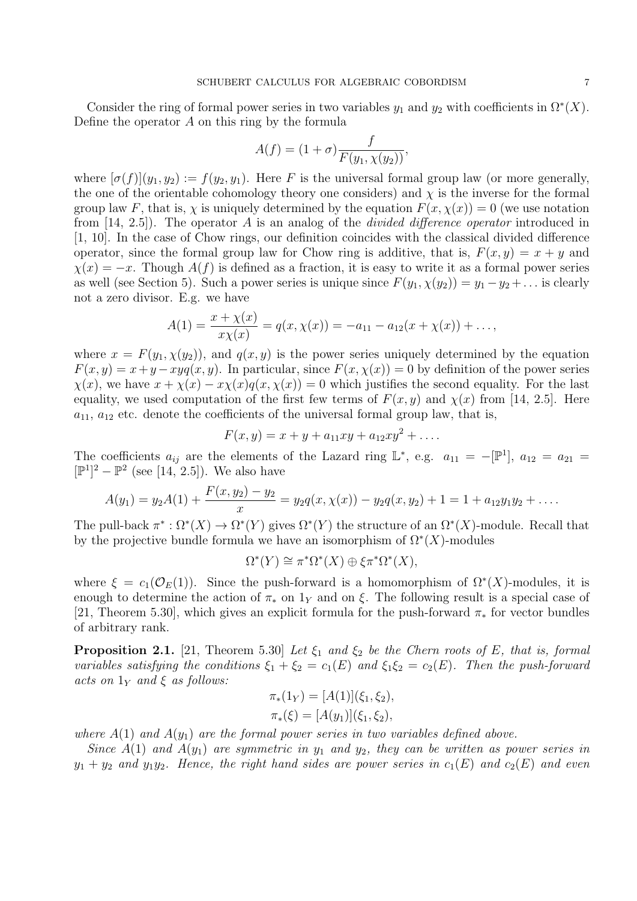Consider the ring of formal power series in two variables $y_1$ and $y_2$ with coefficients in $\Omega^*(X)$. Define the operator $A$ on this ring by the formula

$$A(f) = (1+\sigma)\frac{f}{F(y_1, \chi(y_2))},$$

where $[\sigma(f)](y_1, y_2) := f(y_2, y_1)$. Here $F$ is the universal formal group law (or more generally, the one of the orientable cohomology theory one considers) and $\chi$ is the inverse for the formal group law $F$, that is, $\chi$ is uniquely determined by the equation $F(x, \chi(x)) = 0$ (we use notation from [14, 2.5]). The operator $A$ is an analog of the *divided difference operator* introduced in [1, 10]. In the case of Chow rings, our definition coincides with the classical divided difference operator, since the formal group law for Chow ring is additive, that is, $F(x, y) = x + y$ and $\chi(x) = -x$. Though $A(f)$ is defined as a fraction, it is easy to write it as a formal power series as well (see Section 5). Such a power series is unique since $F(y_1, \chi(y_2)) = y_1 - y_2 + \ldots$ is clearly not a zero divisor. E.g. we have

$$A(1) = \frac{x + \chi(x)}{x\chi(x)} = q(x, \chi(x)) = -a_{11} - a_{12}(x + \chi(x)) + \ldots,$$

where $x = F(y_1, \chi(y_2))$, and $q(x, y)$ is the power series uniquely determined by the equation $F(x, y) = x + y - xyq(x, y)$. In particular, since $F(x, \chi(x)) = 0$ by definition of the power series $\chi(x)$, we have $x + \chi(x) - x\chi(x)q(x, \chi(x)) = 0$ which justifies the second equality. For the last equality, we used computation of the first few terms of $F(x, y)$ and $\chi(x)$ from [14, 2.5]. Here $a_{11}$, $a_{12}$ etc. denote the coefficients of the universal formal group law, that is,

$$F(x, y) = x + y + a_{11}xy + a_{12}xy^2 + \ldots.$$

The coefficients $a_{ij}$ are the elements of the Lazard ring $\mathbb{L}^*$, e.g. $a_{11} = -[\mathbb{P}^1]$, $a_{12} = a_{21} = [\mathbb{P}^1]^2 - \mathbb{P}^2$ (see [14, 2.5]). We also have

$$A(y_1) = y_2 A(1) + \frac{F(x, y_2) - y_2}{x} = y_2 q(x, \chi(x)) - y_2 q(x, y_2) + 1 = 1 + a_{12}y_1y_2 + \ldots.$$

The pull-back $\pi^* : \Omega^*(X) \to \Omega^*(Y)$ gives $\Omega^*(Y)$ the structure of an $\Omega^*(X)$-module. Recall that by the projective bundle formula we have an isomorphism of $\Omega^*(X)$-modules

$$\Omega^*(Y) \cong \pi^*\Omega^*(X) \oplus \xi\pi^*\Omega^*(X),$$

where $\xi = c_1(\mathcal{O}_E(1))$. Since the push-forward is a homomorphism of $\Omega^*(X)$-modules, it is enough to determine the action of $\pi_*$ on $1_Y$ and on $\xi$. The following result is a special case of [21, Theorem 5.30], which gives an explicit formula for the push-forward $\pi_*$ for vector bundles of arbitrary rank.

**Proposition 2.1.** [21, Theorem 5.30] *Let $\xi_1$ and $\xi_2$ be the Chern roots of $E$, that is, formal variables satisfying the conditions $\xi_1 + \xi_2 = c_1(E)$ and $\xi_1\xi_2 = c_2(E)$. Then the push-forward acts on $1_Y$ and $\xi$ as follows:*

$$\pi_*(1_Y) = [A(1)](\xi_1, \xi_2),$$
$$\pi_*(\xi) = [A(y_1)](\xi_1, \xi_2),$$

*where $A(1)$ and $A(y_1)$ are the formal power series in two variables defined above.*

*Since $A(1)$ and $A(y_1)$ are symmetric in $y_1$ and $y_2$, they can be written as power series in $y_1 + y_2$ and $y_1y_2$. Hence, the right hand sides are power series in $c_1(E)$ and $c_2(E)$ and even*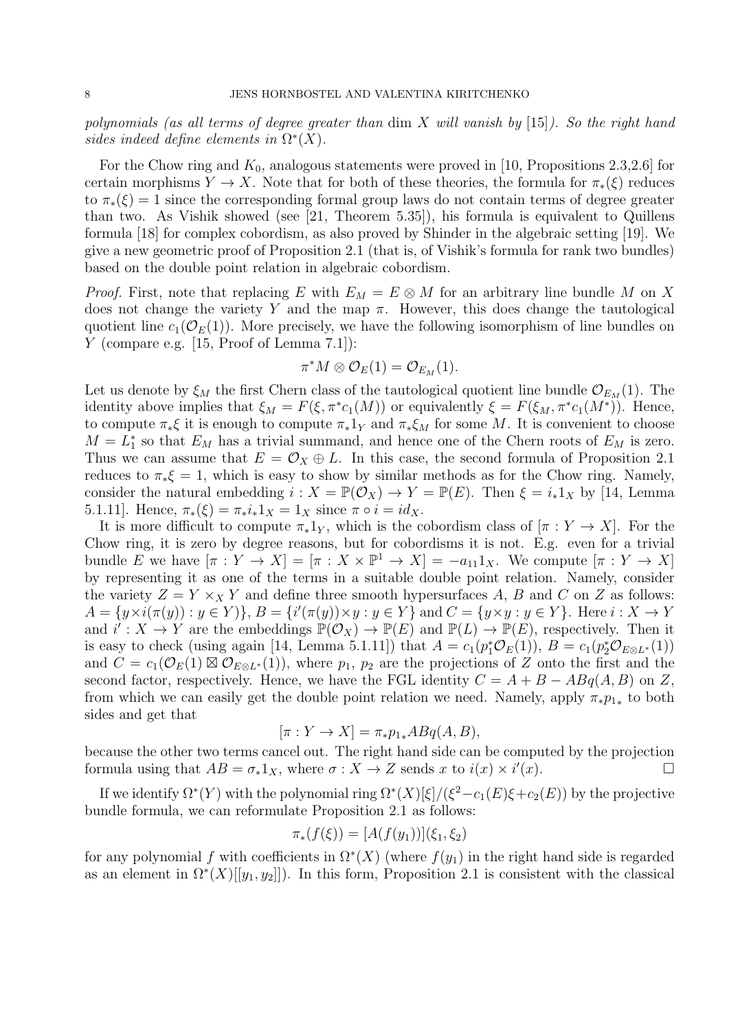*polynomials (as all terms of degree greater than* $\dim X$ *will vanish by* [15]*). So the right hand sides indeed define elements in* $\Omega^*(X)$.

For the Chow ring and $K_0$, analogous statements were proved in [10, Propositions 2.3,2.6] for certain morphisms $Y \to X$. Note that for both of these theories, the formula for $\pi_*(\xi)$ reduces to $\pi_*(\xi) = 1$ since the corresponding formal group laws do not contain terms of degree greater than two. As Vishik showed (see [21, Theorem 5.35]), his formula is equivalent to Quillens formula [18] for complex cobordism, as also proved by Shinder in the algebraic setting [19]. We give a new geometric proof of Proposition 2.1 (that is, of Vishik's formula for rank two bundles) based on the double point relation in algebraic cobordism.

*Proof.* First, note that replacing $E$ with $E_M = E \otimes M$ for an arbitrary line bundle $M$ on $X$ does not change the variety $Y$ and the map $\pi$. However, this does change the tautological quotient line $c_1(\mathcal{O}_E(1))$. More precisely, we have the following isomorphism of line bundles on $Y$ (compare e.g. [15, Proof of Lemma 7.1]):

$$\pi^* M \otimes \mathcal{O}_E(1) = \mathcal{O}_{E_M}(1).$$

Let us denote by $\xi_M$ the first Chern class of the tautological quotient line bundle $\mathcal{O}_{E_M}(1)$. The identity above implies that $\xi_M = F(\xi, \pi^* c_1(M))$ or equivalently $\xi = F(\xi_M, \pi^* c_1(M^*))$. Hence, to compute $\pi_*\xi$ it is enough to compute $\pi_* 1_Y$ and $\pi_*\xi_M$ for some $M$. It is convenient to choose $M = L_1^*$ so that $E_M$ has a trivial summand, and hence one of the Chern roots of $E_M$ is zero. Thus we can assume that $E = \mathcal{O}_X \oplus L$. In this case, the second formula of Proposition 2.1 reduces to $\pi_*\xi = 1$, which is easy to show by similar methods as for the Chow ring. Namely, consider the natural embedding $i : X = \mathbb{P}(\mathcal{O}_X) \to Y = \mathbb{P}(E)$. Then $\xi = i_* 1_X$ by [14, Lemma 5.1.11]. Hence, $\pi_*(\xi) = \pi_* i_* 1_X = 1_X$ since $\pi \circ i = id_X$.

It is more difficult to compute $\pi_* 1_Y$, which is the cobordism class of $[\pi : Y \to X]$. For the Chow ring, it is zero by degree reasons, but for cobordisms it is not. E.g. even for a trivial bundle $E$ we have $[\pi : Y \to X] = [\pi : X \times \mathbb{P}^1 \to X] = -a_{11} 1_X$. We compute $[\pi : Y \to X]$ by representing it as one of the terms in a suitable double point relation. Namely, consider the variety $Z = Y \times_X Y$ and define three smooth hypersurfaces $A$, $B$ and $C$ on $Z$ as follows: $A = \{y \times i(\pi(y)) : y \in Y\}$, $B = \{i'(\pi(y)) \times y : y \in Y\}$ and $C = \{y \times y : y \in Y\}$. Here $i : X \to Y$ and $i' : X \to Y$ are the embeddings $\mathbb{P}(\mathcal{O}_X) \to \mathbb{P}(E)$ and $\mathbb{P}(L) \to \mathbb{P}(E)$, respectively. Then it is easy to check (using again [14, Lemma 5.1.11]) that $A = c_1(p_1^* \mathcal{O}_E(1))$, $B = c_1(p_2^* \mathcal{O}_{E \otimes L^*}(1))$ and $C = c_1(\mathcal{O}_E(1) \boxtimes \mathcal{O}_{E \otimes L^*}(1))$, where $p_1$, $p_2$ are the projections of $Z$ onto the first and the second factor, respectively. Hence, we have the FGL identity $C = A + B - ABq(A, B)$ on $Z$, from which we can easily get the double point relation we need. Namely, apply $\pi_* p_{1*}$ to both sides and get that

$$[\pi : Y \to X] = \pi_* p_{1*} ABq(A, B),$$

because the other two terms cancel out. The right hand side can be computed by the projection formula using that $AB = \sigma_* 1_X$, where $\sigma : X \to Z$ sends $x$ to $i(x) \times i'(x)$. $\square$

If we identify $\Omega^*(Y)$ with the polynomial ring $\Omega^*(X)[\xi]/(\xi^2 - c_1(E)\xi + c_2(E))$ by the projective bundle formula, we can reformulate Proposition 2.1 as follows:

$$\pi_*(f(\xi)) = [A(f(y_1))](\xi_1, \xi_2)$$

for any polynomial $f$ with coefficients in $\Omega^*(X)$ (where $f(y_1)$ in the right hand side is regarded as an element in $\Omega^*(X)[[y_1, y_2]]$). In this form, Proposition 2.1 is consistent with the classical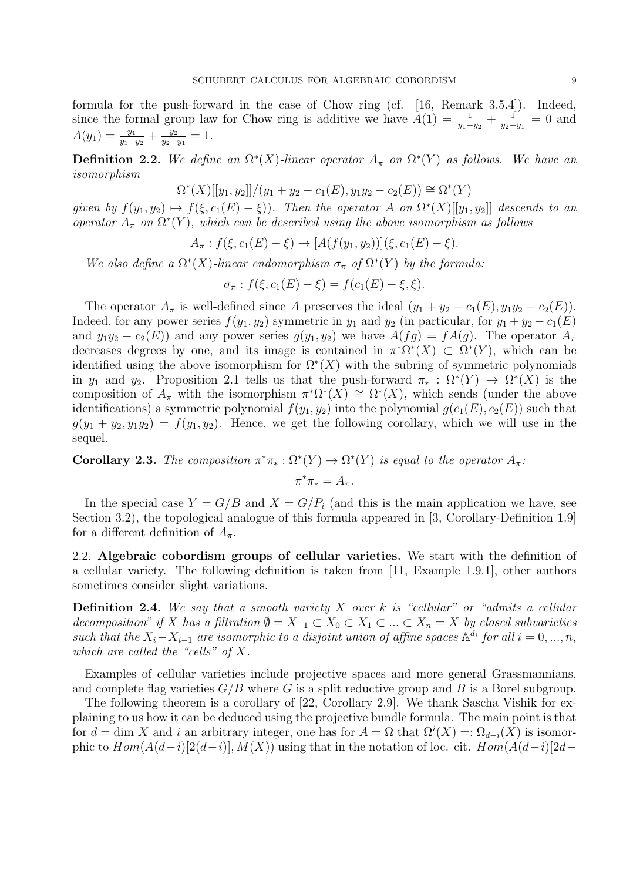formula for the push-forward in the case of Chow ring (cf. [16, Remark 3.5.4]). Indeed, since the formal group law for Chow ring is additive we have $A(1) = \frac{1}{y_1-y_2} + \frac{1}{y_2-y_1} = 0$ and $A(y_1) = \frac{y_1}{y_1-y_2} + \frac{y_2}{y_2-y_1} = 1$.

**Definition 2.2.** *We define an $\Omega^*(X)$-linear operator $A_\pi$ on $\Omega^*(Y)$ as follows. We have an isomorphism*

$$\Omega^*(X)[[y_1, y_2]]/(y_1 + y_2 - c_1(E), y_1y_2 - c_2(E)) \cong \Omega^*(Y)$$

*given by $f(y_1, y_2) \mapsto f(\xi, c_1(E) - \xi))$. Then the operator $A$ on $\Omega^*(X)[[y_1, y_2]]$ descends to an operator $A_\pi$ on $\Omega^*(Y)$, which can be described using the above isomorphism as follows*

$$A_\pi : f(\xi, c_1(E) - \xi) \to [A(f(y_1, y_2))](\xi, c_1(E) - \xi).$$

*We also define a $\Omega^*(X)$-linear endomorphism $\sigma_\pi$ of $\Omega^*(Y)$ by the formula:*

$$\sigma_\pi : f(\xi, c_1(E) - \xi) = f(c_1(E) - \xi, \xi).$$

The operator $A_\pi$ is well-defined since $A$ preserves the ideal $(y_1 + y_2 - c_1(E), y_1y_2 - c_2(E))$. Indeed, for any power series $f(y_1, y_2)$ symmetric in $y_1$ and $y_2$ (in particular, for $y_1 + y_2 - c_1(E)$ and $y_1y_2 - c_2(E)$) and any power series $g(y_1, y_2)$ we have $A(fg) = fA(g)$. The operator $A_\pi$ decreases degrees by one, and its image is contained in $\pi^*\Omega^*(X) \subset \Omega^*(Y)$, which can be identified using the above isomorphism for $\Omega^*(X)$ with the subring of symmetric polynomials in $y_1$ and $y_2$. Proposition 2.1 tells us that the push-forward $\pi_* : \Omega^*(Y) \to \Omega^*(X)$ is the composition of $A_\pi$ with the isomorphism $\pi^*\Omega^*(X) \cong \Omega^*(X)$, which sends (under the above identifications) a symmetric polynomial $f(y_1, y_2)$ into the polynomial $g(c_1(E), c_2(E))$ such that $g(y_1 + y_2, y_1y_2) = f(y_1, y_2)$. Hence, we get the following corollary, which we will use in the sequel.

**Corollary 2.3.** *The composition $\pi^*\pi_* : \Omega^*(Y) \to \Omega^*(Y)$ is equal to the operator $A_\pi$:*

$$\pi^*\pi_* = A_\pi.$$

In the special case $Y = G/B$ and $X = G/P_i$ (and this is the main application we have, see Section 3.2), the topological analogue of this formula appeared in [3, Corollary-Definition 1.9] for a different definition of $A_\pi$.

## 2.2. Algebraic cobordism groups of cellular varieties.

We start with the definition of a cellular variety. The following definition is taken from [11, Example 1.9.1], other authors sometimes consider slight variations.

**Definition 2.4.** *We say that a smooth variety $X$ over $k$ is "cellular" or "admits a cellular decomposition" if $X$ has a filtration $\emptyset = X_{-1} \subset X_0 \subset X_1 \subset ... \subset X_n = X$ by closed subvarieties such that the $X_i - X_{i-1}$ are isomorphic to a disjoint union of affine spaces $\mathbb{A}^{d_i}$ for all $i = 0, ..., n$, which are called the "cells" of $X$.*

Examples of cellular varieties include projective spaces and more general Grassmannians, and complete flag varieties $G/B$ where $G$ is a split reductive group and $B$ is a Borel subgroup.

The following theorem is a corollary of [22, Corollary 2.9]. We thank Sascha Vishik for explaining to us how it can be deduced using the projective bundle formula. The main point is that for $d = \dim X$ and $i$ an arbitrary integer, one has for $A = \Omega$ that $\Omega^i(X) =: \Omega_{d-i}(X)$ is isomorphic to $Hom(A(d-i)[2(d-i)], M(X))$ using that in the notation of loc. cit. $Hom(A(d-i)[2d-$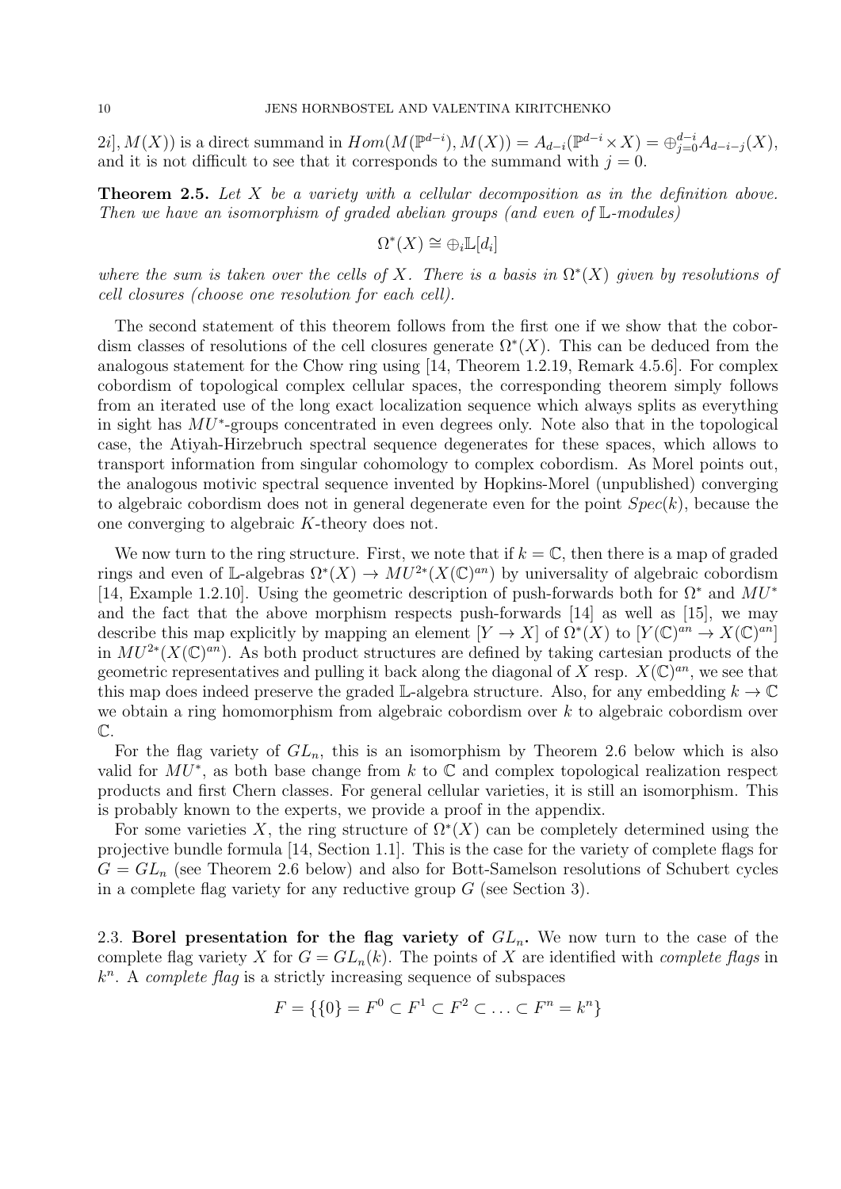$2i], M(X))$ is a direct summand in $Hom(M(\mathbb{P}^{d-i}), M(X)) = A_{d-i}(\mathbb{P}^{d-i}\times X) = \oplus_{j=0}^{d-i} A_{d-i-j}(X)$, and it is not difficult to see that it corresponds to the summand with $j = 0$.

**Theorem 2.5.** *Let $X$ be a variety with a cellular decomposition as in the definition above. Then we have an isomorphism of graded abelian groups (and even of $\mathbb{L}$-modules)*

$$\Omega^*(X) \cong \oplus_i \mathbb{L}[d_i]$$

*where the sum is taken over the cells of $X$. There is a basis in $\Omega^*(X)$ given by resolutions of cell closures (choose one resolution for each cell).*

The second statement of this theorem follows from the first one if we show that the cobordism classes of resolutions of the cell closures generate $\Omega^*(X)$. This can be deduced from the analogous statement for the Chow ring using [14, Theorem 1.2.19, Remark 4.5.6]. For complex cobordism of topological complex cellular spaces, the corresponding theorem simply follows from an iterated use of the long exact localization sequence which always splits as everything in sight has $MU^*$-groups concentrated in even degrees only. Note also that in the topological case, the Atiyah-Hirzebruch spectral sequence degenerates for these spaces, which allows to transport information from singular cohomology to complex cobordism. As Morel points out, the analogous motivic spectral sequence invented by Hopkins-Morel (unpublished) converging to algebraic cobordism does not in general degenerate even for the point $Spec(k)$, because the one converging to algebraic $K$-theory does not.

We now turn to the ring structure. First, we note that if $k = \mathbb{C}$, then there is a map of graded rings and even of $\mathbb{L}$-algebras $\Omega^*(X) \to MU^{2*}(X(\mathbb{C})^{an})$ by universality of algebraic cobordism [14, Example 1.2.10]. Using the geometric description of push-forwards both for $\Omega^*$ and $MU^*$ and the fact that the above morphism respects push-forwards [14] as well as [15], we may describe this map explicitly by mapping an element $[Y \to X]$ of $\Omega^*(X)$ to $[Y(\mathbb{C})^{an} \to X(\mathbb{C})^{an}]$ in $MU^{2*}(X(\mathbb{C})^{an})$. As both product structures are defined by taking cartesian products of the geometric representatives and pulling it back along the diagonal of $X$ resp. $X(\mathbb{C})^{an}$, we see that this map does indeed preserve the graded $\mathbb{L}$-algebra structure. Also, for any embedding $k \to \mathbb{C}$ we obtain a ring homomorphism from algebraic cobordism over $k$ to algebraic cobordism over $\mathbb{C}$.

For the flag variety of $GL_n$, this is an isomorphism by Theorem 2.6 below which is also valid for $MU^*$, as both base change from $k$ to $\mathbb{C}$ and complex topological realization respect products and first Chern classes. For general cellular varieties, it is still an isomorphism. This is probably known to the experts, we provide a proof in the appendix.

For some varieties $X$, the ring structure of $\Omega^*(X)$ can be completely determined using the projective bundle formula [14, Section 1.1]. This is the case for the variety of complete flags for $G = GL_n$ (see Theorem 2.6 below) and also for Bott-Samelson resolutions of Schubert cycles in a complete flag variety for any reductive group $G$ (see Section 3).

2.3. **Borel presentation for the flag variety of $GL_n$.** We now turn to the case of the complete flag variety $X$ for $G = GL_n(k)$. The points of $X$ are identified with *complete flags* in $k^n$. A *complete flag* is a strictly increasing sequence of subspaces

$$F = \{\{0\} = F^0 \subset F^1 \subset F^2 \subset \ldots \subset F^n = k^n\}$$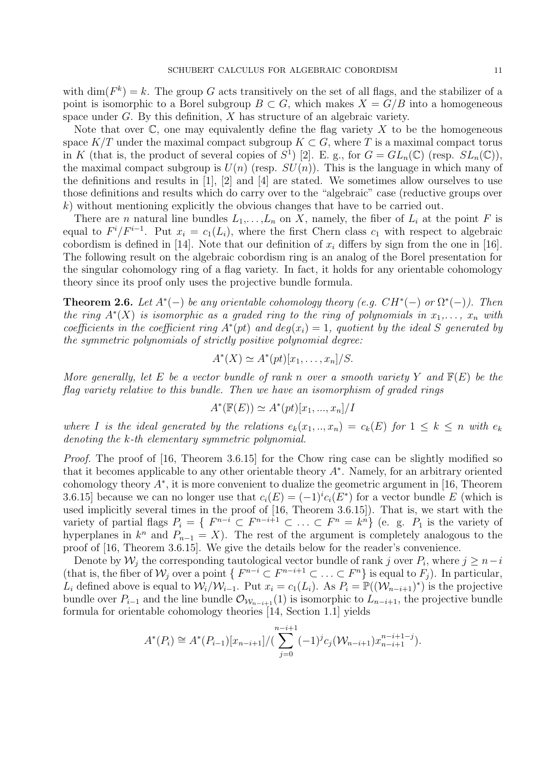with $\dim(F^k) = k$. The group $G$ acts transitively on the set of all flags, and the stabilizer of a point is isomorphic to a Borel subgroup $B \subset G$, which makes $X = G/B$ into a homogeneous space under $G$. By this definition, $X$ has structure of an algebraic variety.

Note that over $\mathbb{C}$, one may equivalently define the flag variety $X$ to be the homogeneous space $K/T$ under the maximal compact subgroup $K \subset G$, where $T$ is a maximal compact torus in $K$ (that is, the product of several copies of $S^1$) [2]. E. g., for $G = GL_n(\mathbb{C})$ (resp. $SL_n(\mathbb{C})$), the maximal compact subgroup is $U(n)$ (resp. $SU(n)$). This is the language in which many of the definitions and results in [1], [2] and [4] are stated. We sometimes allow ourselves to use those definitions and results which do carry over to the "algebraic" case (reductive groups over $k$) without mentioning explicitly the obvious changes that have to be carried out.

There are $n$ natural line bundles $L_1, \ldots, L_n$ on $X$, namely, the fiber of $L_i$ at the point $F$ is equal to $F^i/F^{i-1}$. Put $x_i = c_1(L_i)$, where the first Chern class $c_1$ with respect to algebraic cobordism is defined in [14]. Note that our definition of $x_i$ differs by sign from the one in [16]. The following result on the algebraic cobordism ring is an analog of the Borel presentation for the singular cohomology ring of a flag variety. In fact, it holds for any orientable cohomology theory since its proof only uses the projective bundle formula.

**Theorem 2.6.** *Let $A^*(-)$ be any orientable cohomology theory (e.g. $CH^*(-)$ or $\Omega^*(-)$). Then the ring $A^*(X)$ is isomorphic as a graded ring to the ring of polynomials in $x_1, \ldots, x_n$ with coefficients in the coefficient ring $A^*(pt)$ and $deg(x_i) = 1$, quotient by the ideal $S$ generated by the symmetric polynomials of strictly positive polynomial degree:*

$$A^*(X) \simeq A^*(pt)[x_1, \ldots, x_n]/S.$$

*More generally, let $E$ be a vector bundle of rank $n$ over a smooth variety $Y$ and $\mathbb{F}(E)$ be the flag variety relative to this bundle. Then we have an isomorphism of graded rings*

$$A^*(\mathbb{F}(E)) \simeq A^*(pt)[x_1, ..., x_n]/I$$

*where $I$ is the ideal generated by the relations $e_k(x_1, .., x_n) = c_k(E)$ for $1 \leq k \leq n$ with $e_k$ denoting the $k$-th elementary symmetric polynomial.*

*Proof.* The proof of [16, Theorem 3.6.15] for the Chow ring case can be slightly modified so that it becomes applicable to any other orientable theory $A^*$. Namely, for an arbitrary oriented cohomology theory $A^*$, it is more convenient to dualize the geometric argument in [16, Theorem 3.6.15] because we can no longer use that $c_i(E) = (-1)^i c_i(E^*)$ for a vector bundle $E$ (which is used implicitly several times in the proof of [16, Theorem 3.6.15]). That is, we start with the variety of partial flags $P_i = \{ F^{n-i} \subset F^{n-i+1} \subset \ldots \subset F^n = k^n\}$ (e. g. $P_1$ is the variety of hyperplanes in $k^n$ and $P_{n-1} = X$). The rest of the argument is completely analogous to the proof of [16, Theorem 3.6.15]. We give the details below for the reader's convenience.

Denote by $\mathcal{W}_j$ the corresponding tautological vector bundle of rank $j$ over $P_i$, where $j \geq n-i$ (that is, the fiber of $\mathcal{W}_j$ over a point $\{ F^{n-i} \subset F^{n-i+1} \subset \ldots \subset F^n\}$ is equal to $F_j$). In particular, $L_i$ defined above is equal to $\mathcal{W}_i/\mathcal{W}_{i-1}$. Put $x_i = c_1(L_i)$. As $P_i = \mathbb{P}((\mathcal{W}_{n-i+1})^*)$ is the projective bundle over $P_{i-1}$ and the line bundle $\mathcal{O}_{\mathcal{W}_{n-i+1}}(1)$ is isomorphic to $L_{n-i+1}$, the projective bundle formula for orientable cohomology theories [14, Section 1.1] yields

$$A^*(P_i) \cong A^*(P_{i-1})[x_{n-i+1}]/(\sum_{j=0}^{n-i+1} (-1)^j c_j(\mathcal{W}_{n-i+1}) x_{n-i+1}^{n-i+1-j}).$$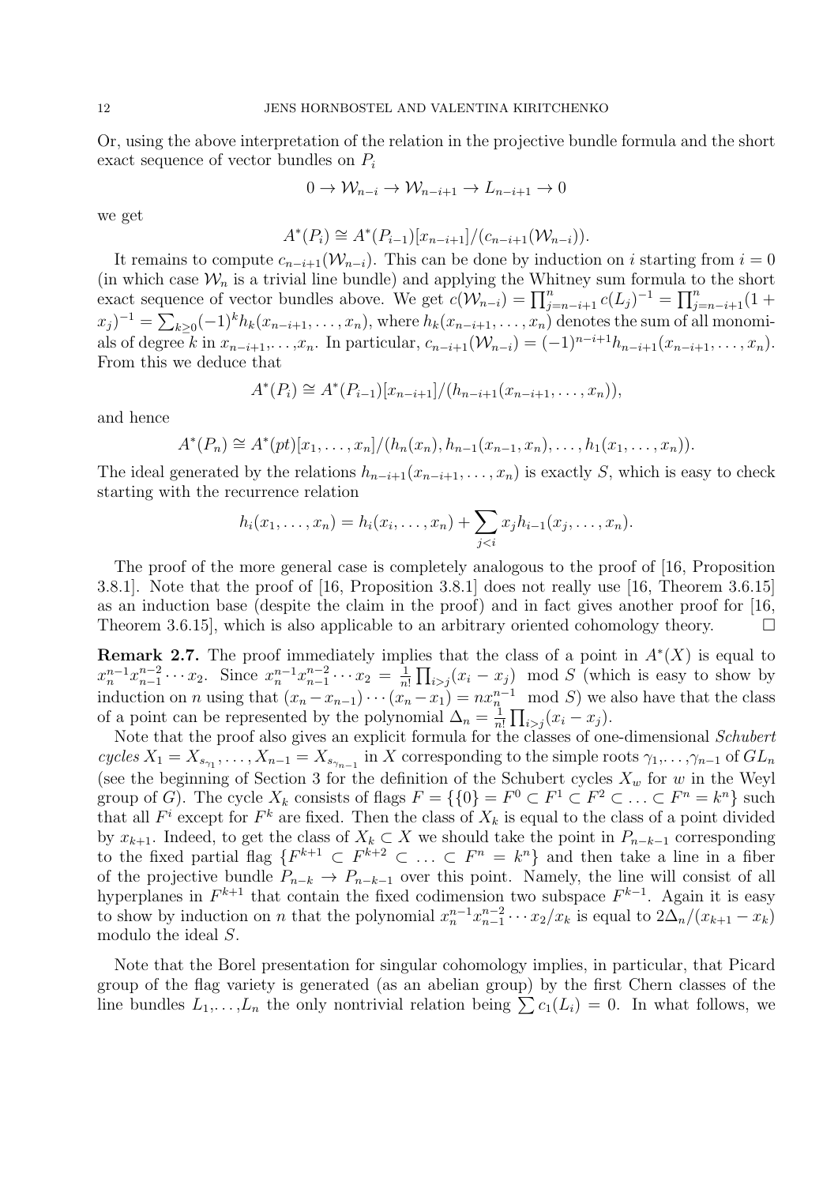Or, using the above interpretation of the relation in the projective bundle formula and the short exact sequence of vector bundles on $P_i$

$$0 \to \mathcal{W}_{n-i} \to \mathcal{W}_{n-i+1} \to L_{n-i+1} \to 0$$

we get

$$A^*(P_i) \cong A^*(P_{i-1})[x_{n-i+1}]/(c_{n-i+1}(\mathcal{W}_{n-i})).$$

It remains to compute $c_{n-i+1}(\mathcal{W}_{n-i})$. This can be done by induction on $i$ starting from $i = 0$ (in which case $\mathcal{W}_n$ is a trivial line bundle) and applying the Whitney sum formula to the short exact sequence of vector bundles above. We get $c(\mathcal{W}_{n-i}) = \prod_{j=n-i+1}^{n} c(L_j)^{-1} = \prod_{j=n-i+1}^{n}(1+x_j)^{-1} = \sum_{k\geq 0}(-1)^k h_k(x_{n-i+1},\ldots,x_n)$, where $h_k(x_{n-i+1},\ldots,x_n)$ denotes the sum of all monomials of degree $k$ in $x_{n-i+1},\ldots,x_n$. In particular, $c_{n-i+1}(\mathcal{W}_{n-i}) = (-1)^{n-i+1}h_{n-i+1}(x_{n-i+1},\ldots,x_n)$. From this we deduce that

$$A^*(P_i) \cong A^*(P_{i-1})[x_{n-i+1}]/(h_{n-i+1}(x_{n-i+1},\ldots,x_n)),$$

and hence

$$A^*(P_n) \cong A^*(pt)[x_1,\ldots,x_n]/(h_n(x_n), h_{n-1}(x_{n-1},x_n),\ldots,h_1(x_1,\ldots,x_n)).$$

The ideal generated by the relations $h_{n-i+1}(x_{n-i+1},\ldots,x_n)$ is exactly $S$, which is easy to check starting with the recurrence relation

$$h_i(x_1,\ldots,x_n) = h_i(x_i,\ldots,x_n) + \sum_{j<i} x_j h_{i-1}(x_j,\ldots,x_n).$$

The proof of the more general case is completely analogous to the proof of [16, Proposition 3.8.1]. Note that the proof of [16, Proposition 3.8.1] does not really use [16, Theorem 3.6.15] as an induction base (despite the claim in the proof) and in fact gives another proof for [16, Theorem 3.6.15], which is also applicable to an arbitrary oriented cohomology theory. □

**Remark 2.7.** The proof immediately implies that the class of a point in $A^*(X)$ is equal to $x_n^{n-1}x_{n-1}^{n-2}\cdots x_2$. Since $x_n^{n-1}x_{n-1}^{n-2}\cdots x_2 = \frac{1}{n!}\prod_{i>j}(x_i - x_j) \mod S$ (which is easy to show by induction on $n$ using that $(x_n - x_{n-1})\cdots(x_n - x_1) = nx_n^{n-1} \mod S$) we also have that the class of a point can be represented by the polynomial $\Delta_n = \frac{1}{n!}\prod_{i>j}(x_i - x_j)$.

Note that the proof also gives an explicit formula for the classes of one-dimensional *Schubert cycles* $X_1 = X_{s_{\gamma_1}},\ldots,X_{n-1} = X_{s_{\gamma_{n-1}}}$ in $X$ corresponding to the simple roots $\gamma_1,\ldots,\gamma_{n-1}$ of $GL_n$ (see the beginning of Section 3 for the definition of the Schubert cycles $X_w$ for $w$ in the Weyl group of $G$). The cycle $X_k$ consists of flags $F = \{\{0\} = F^0 \subset F^1 \subset F^2 \subset \ldots \subset F^n = k^n\}$ such that all $F^i$ except for $F^k$ are fixed. Then the class of $X_k$ is equal to the class of a point divided by $x_{k+1}$. Indeed, to get the class of $X_k \subset X$ we should take the point in $P_{n-k-1}$ corresponding to the fixed partial flag $\{F^{k+1} \subset F^{k+2} \subset \ldots \subset F^n = k^n\}$ and then take a line in a fiber of the projective bundle $P_{n-k} \to P_{n-k-1}$ over this point. Namely, the line will consist of all hyperplanes in $F^{k+1}$ that contain the fixed codimension two subspace $F^{k-1}$. Again it is easy to show by induction on $n$ that the polynomial $x_n^{n-1}x_{n-1}^{n-2}\cdots x_2/x_k$ is equal to $2\Delta_n/(x_{k+1} - x_k)$ modulo the ideal $S$.

Note that the Borel presentation for singular cohomology implies, in particular, that Picard group of the flag variety is generated (as an abelian group) by the first Chern classes of the line bundles $L_1,\ldots,L_n$ the only nontrivial relation being $\sum c_1(L_i) = 0$. In what follows, we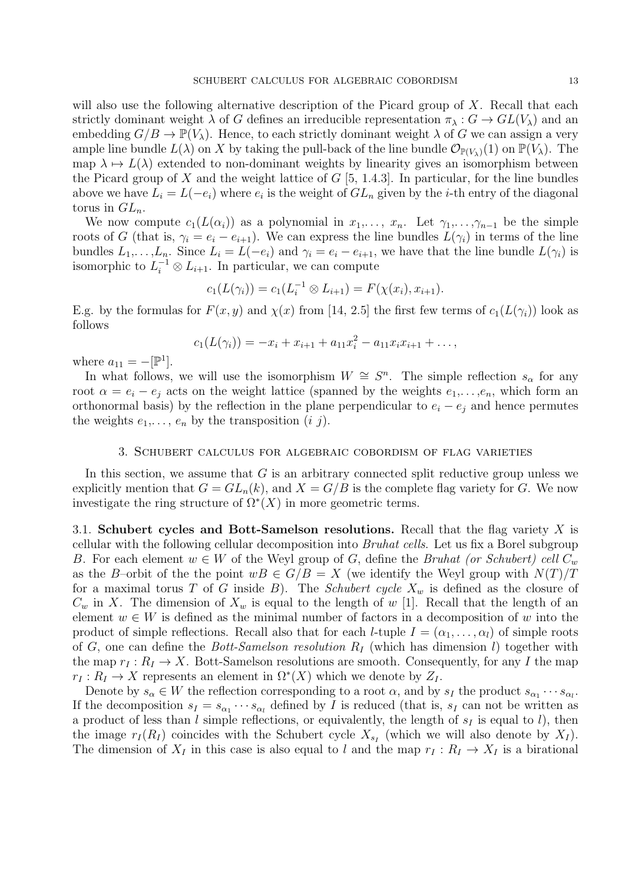will also use the following alternative description of the Picard group of $X$. Recall that each strictly dominant weight $\lambda$ of $G$ defines an irreducible representation $\pi_\lambda : G \to GL(V_\lambda)$ and an embedding $G/B \to \mathbb{P}(V_\lambda)$. Hence, to each strictly dominant weight $\lambda$ of $G$ we can assign a very ample line bundle $L(\lambda)$ on $X$ by taking the pull-back of the line bundle $\mathcal{O}_{\mathbb{P}(V_\lambda)}(1)$ on $\mathbb{P}(V_\lambda)$. The map $\lambda \mapsto L(\lambda)$ extended to non-dominant weights by linearity gives an isomorphism between the Picard group of $X$ and the weight lattice of $G$ [5, 1.4.3]. In particular, for the line bundles above we have $L_i = L(-e_i)$ where $e_i$ is the weight of $GL_n$ given by the $i$-th entry of the diagonal torus in $GL_n$.

We now compute $c_1(L(\alpha_i))$ as a polynomial in $x_1, \ldots, x_n$. Let $\gamma_1, \ldots, \gamma_{n-1}$ be the simple roots of $G$ (that is, $\gamma_i = e_i - e_{i+1}$). We can express the line bundles $L(\gamma_i)$ in terms of the line bundles $L_1, \ldots, L_n$. Since $L_i = L(-e_i)$ and $\gamma_i = e_i - e_{i+1}$, we have that the line bundle $L(\gamma_i)$ is isomorphic to $L_i^{-1} \otimes L_{i+1}$. In particular, we can compute

$$c_1(L(\gamma_i)) = c_1(L_i^{-1} \otimes L_{i+1}) = F(\chi(x_i), x_{i+1}).$$

E.g. by the formulas for $F(x, y)$ and $\chi(x)$ from [14, 2.5] the first few terms of $c_1(L(\gamma_i))$ look as follows

$$c_1(L(\gamma_i)) = -x_i + x_{i+1} + a_{11}x_i^2 - a_{11}x_i x_{i+1} + \ldots,$$

where $a_{11} = -[\mathbb{P}^1]$.

In what follows, we will use the isomorphism $W \cong S^n$. The simple reflection $s_\alpha$ for any root $\alpha = e_i - e_j$ acts on the weight lattice (spanned by the weights $e_1, \ldots, e_n$, which form an orthonormal basis) by the reflection in the plane perpendicular to $e_i - e_j$ and hence permutes the weights $e_1, \ldots, e_n$ by the transposition $(i\ j)$.

## 3. Schubert calculus for algebraic cobordism of flag varieties

In this section, we assume that $G$ is an arbitrary connected split reductive group unless we explicitly mention that $G = GL_n(k)$, and $X = G/B$ is the complete flag variety for $G$. We now investigate the ring structure of $\Omega^*(X)$ in more geometric terms.

3.1. **Schubert cycles and Bott-Samelson resolutions.** Recall that the flag variety $X$ is cellular with the following cellular decomposition into *Bruhat cells*. Let us fix a Borel subgroup $B$. For each element $w \in W$ of the Weyl group of $G$, define the *Bruhat (or Schubert) cell* $C_w$ as the $B$–orbit of the the point $wB \in G/B = X$ (we identify the Weyl group with $N(T)/T$ for a maximal torus $T$ of $G$ inside $B$). The *Schubert cycle* $X_w$ is defined as the closure of $C_w$ in $X$. The dimension of $X_w$ is equal to the length of $w$ [1]. Recall that the length of an element $w \in W$ is defined as the minimal number of factors in a decomposition of $w$ into the product of simple reflections. Recall also that for each $l$-tuple $I = (\alpha_1, \ldots, \alpha_l)$ of simple roots of $G$, one can define the *Bott-Samelson resolution* $R_I$ (which has dimension $l$) together with the map $r_I : R_I \to X$. Bott-Samelson resolutions are smooth. Consequently, for any $I$ the map $r_I : R_I \to X$ represents an element in $\Omega^*(X)$ which we denote by $Z_I$.

Denote by $s_\alpha \in W$ the reflection corresponding to a root $\alpha$, and by $s_I$ the product $s_{\alpha_1} \cdots s_{\alpha_l}$. If the decomposition $s_I = s_{\alpha_1} \cdots s_{\alpha_l}$ defined by $I$ is reduced (that is, $s_I$ can not be written as a product of less than $l$ simple reflections, or equivalently, the length of $s_I$ is equal to $l$), then the image $r_I(R_I)$ coincides with the Schubert cycle $X_{s_I}$ (which we will also denote by $X_I$). The dimension of $X_I$ in this case is also equal to $l$ and the map $r_I : R_I \to X_I$ is a birational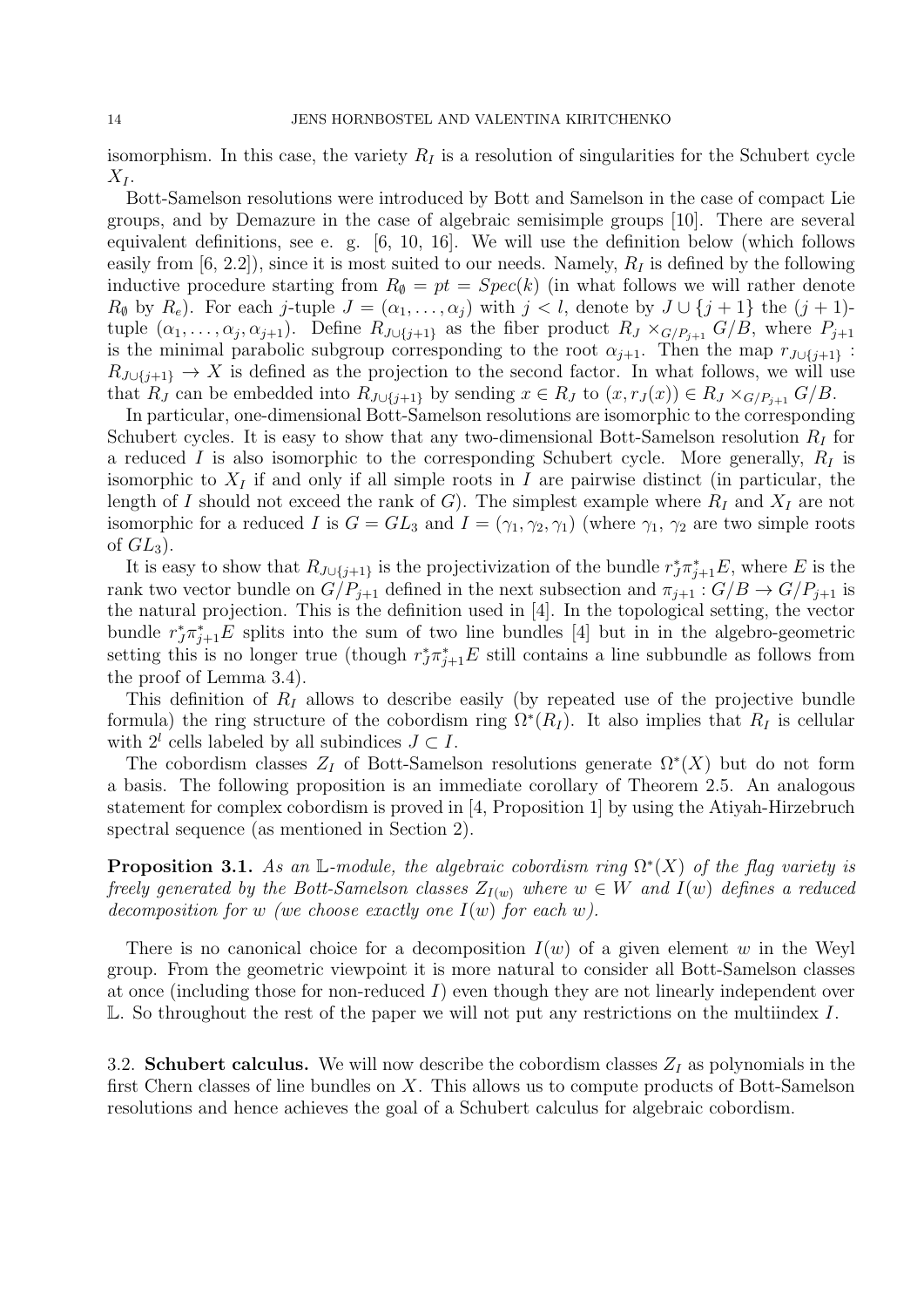isomorphism. In this case, the variety $R_I$ is a resolution of singularities for the Schubert cycle $X_I$.

Bott-Samelson resolutions were introduced by Bott and Samelson in the case of compact Lie groups, and by Demazure in the case of algebraic semisimple groups [10]. There are several equivalent definitions, see e. g. [6, 10, 16]. We will use the definition below (which follows easily from [6, 2.2]), since it is most suited to our needs. Namely, $R_I$ is defined by the following inductive procedure starting from $R_\emptyset = pt = Spec(k)$ (in what follows we will rather denote $R_\emptyset$ by $R_e$). For each $j$-tuple $J = (\alpha_1, \ldots, \alpha_j)$ with $j < l$, denote by $J \cup \{j+1\}$ the $(j+1)$-tuple $(\alpha_1, \ldots, \alpha_j, \alpha_{j+1})$. Define $R_{J\cup\{j+1\}}$ as the fiber product $R_J \times_{G/P_{j+1}} G/B$, where $P_{j+1}$ is the minimal parabolic subgroup corresponding to the root $\alpha_{j+1}$. Then the map $r_{J\cup\{j+1\}} : R_{J\cup\{j+1\}} \to X$ is defined as the projection to the second factor. In what follows, we will use that $R_J$ can be embedded into $R_{J\cup\{j+1\}}$ by sending $x \in R_J$ to $(x, r_J(x)) \in R_J \times_{G/P_{j+1}} G/B$.

In particular, one-dimensional Bott-Samelson resolutions are isomorphic to the corresponding Schubert cycles. It is easy to show that any two-dimensional Bott-Samelson resolution $R_I$ for a reduced $I$ is also isomorphic to the corresponding Schubert cycle. More generally, $R_I$ is isomorphic to $X_I$ if and only if all simple roots in $I$ are pairwise distinct (in particular, the length of $I$ should not exceed the rank of $G$). The simplest example where $R_I$ and $X_I$ are not isomorphic for a reduced $I$ is $G = GL_3$ and $I = (\gamma_1, \gamma_2, \gamma_1)$ (where $\gamma_1$, $\gamma_2$ are two simple roots of $GL_3$).

It is easy to show that $R_{J\cup\{j+1\}}$ is the projectivization of the bundle $r_J^*\pi_{j+1}^*E$, where $E$ is the rank two vector bundle on $G/P_{j+1}$ defined in the next subsection and $\pi_{j+1} : G/B \to G/P_{j+1}$ is the natural projection. This is the definition used in [4]. In the topological setting, the vector bundle $r_J^*\pi_{j+1}^*E$ splits into the sum of two line bundles [4] but in in the algebro-geometric setting this is no longer true (though $r_J^*\pi_{j+1}^*E$ still contains a line subbundle as follows from the proof of Lemma 3.4).

This definition of $R_I$ allows to describe easily (by repeated use of the projective bundle formula) the ring structure of the cobordism ring $\Omega^*(R_I)$. It also implies that $R_I$ is cellular with $2^l$ cells labeled by all subindices $J \subset I$.

The cobordism classes $Z_I$ of Bott-Samelson resolutions generate $\Omega^*(X)$ but do not form a basis. The following proposition is an immediate corollary of Theorem 2.5. An analogous statement for complex cobordism is proved in [4, Proposition 1] by using the Atiyah-Hirzebruch spectral sequence (as mentioned in Section 2).

**Proposition 3.1.** *As an $\mathbb{L}$-module, the algebraic cobordism ring $\Omega^*(X)$ of the flag variety is freely generated by the Bott-Samelson classes $Z_{I(w)}$ where $w \in W$ and $I(w)$ defines a reduced decomposition for $w$ (we choose exactly one $I(w)$ for each $w$).*

There is no canonical choice for a decomposition $I(w)$ of a given element $w$ in the Weyl group. From the geometric viewpoint it is more natural to consider all Bott-Samelson classes at once (including those for non-reduced $I$) even though they are not linearly independent over $\mathbb{L}$. So throughout the rest of the paper we will not put any restrictions on the multiindex $I$.

3.2. **Schubert calculus.** We will now describe the cobordism classes $Z_I$ as polynomials in the first Chern classes of line bundles on $X$. This allows us to compute products of Bott-Samelson resolutions and hence achieves the goal of a Schubert calculus for algebraic cobordism.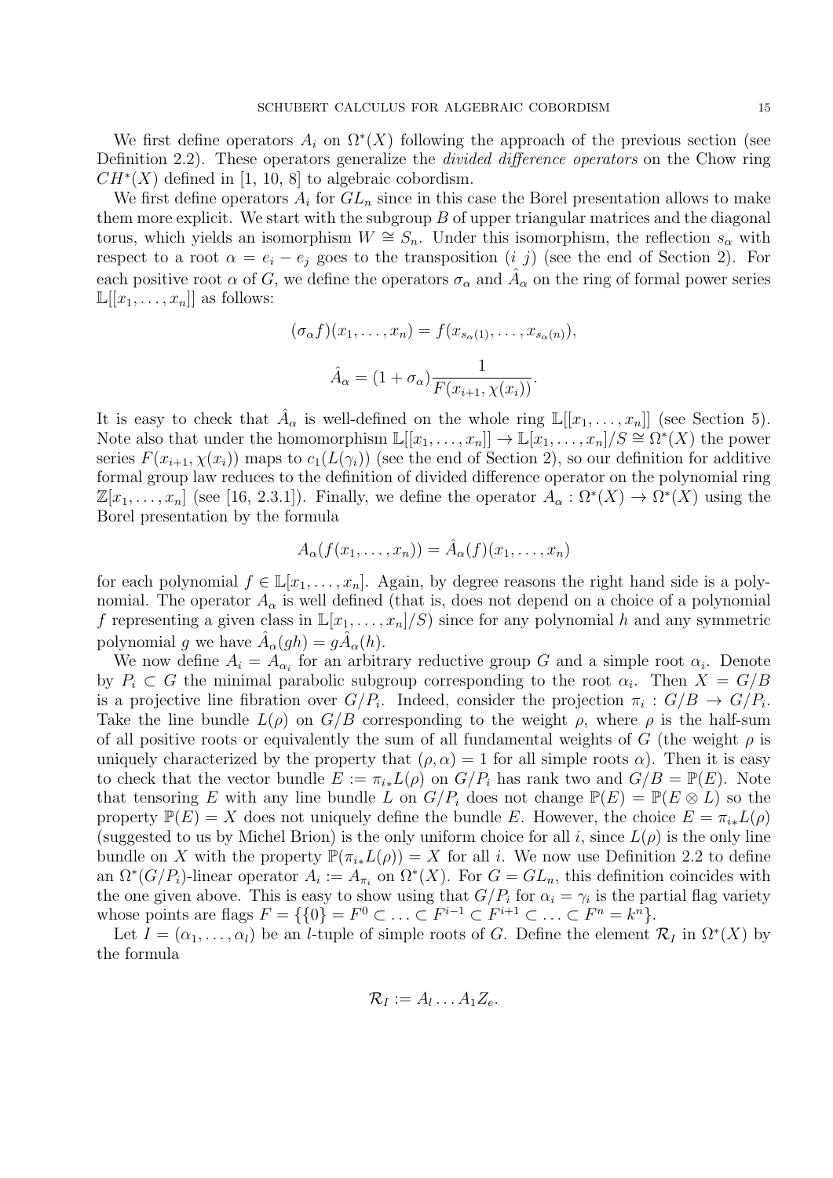We first define operators $A_i$ on $\Omega^*(X)$ following the approach of the previous section (see Definition 2.2). These operators generalize the *divided difference operators* on the Chow ring $CH^*(X)$ defined in [1, 10, 8] to algebraic cobordism.

We first define operators $A_i$ for $GL_n$ since in this case the Borel presentation allows to make them more explicit. We start with the subgroup $B$ of upper triangular matrices and the diagonal torus, which yields an isomorphism $W \cong S_n$. Under this isomorphism, the reflection $s_\alpha$ with respect to a root $\alpha = e_i - e_j$ goes to the transposition $(i\ j)$ (see the end of Section 2). For each positive root $\alpha$ of $G$, we define the operators $\sigma_\alpha$ and $\hat{A}_\alpha$ on the ring of formal power series $\mathbb{L}[[x_1, \ldots, x_n]]$ as follows:

$$(\sigma_\alpha f)(x_1, \ldots, x_n) = f(x_{s_\alpha(1)}, \ldots, x_{s_\alpha(n)}),$$

$$\hat{A}_\alpha = (1 + \sigma_\alpha)\frac{1}{F(x_{i+1}, \chi(x_i))}.$$

It is easy to check that $\hat{A}_\alpha$ is well-defined on the whole ring $\mathbb{L}[[x_1, \ldots, x_n]]$ (see Section 5). Note also that under the homomorphism $\mathbb{L}[[x_1, \ldots, x_n]] \to \mathbb{L}[x_1, \ldots, x_n]/S \cong \Omega^*(X)$ the power series $F(x_{i+1}, \chi(x_i))$ maps to $c_1(L(\gamma_i))$ (see the end of Section 2), so our definition for additive formal group law reduces to the definition of divided difference operator on the polynomial ring $\mathbb{Z}[x_1, \ldots, x_n]$ (see [16, 2.3.1]). Finally, we define the operator $A_\alpha : \Omega^*(X) \to \Omega^*(X)$ using the Borel presentation by the formula

$$A_\alpha(f(x_1, \ldots, x_n)) = \hat{A}_\alpha(f)(x_1, \ldots, x_n)$$

for each polynomial $f \in \mathbb{L}[x_1, \ldots, x_n]$. Again, by degree reasons the right hand side is a polynomial. The operator $A_\alpha$ is well defined (that is, does not depend on a choice of a polynomial $f$ representing a given class in $\mathbb{L}[x_1, \ldots, x_n]/S$) since for any polynomial $h$ and any symmetric polynomial $g$ we have $\hat{A}_\alpha(gh) = g\hat{A}_\alpha(h)$.

We now define $A_i = A_{\alpha_i}$ for an arbitrary reductive group $G$ and a simple root $\alpha_i$. Denote by $P_i \subset G$ the minimal parabolic subgroup corresponding to the root $\alpha_i$. Then $X = G/B$ is a projective line fibration over $G/P_i$. Indeed, consider the projection $\pi_i : G/B \to G/P_i$. Take the line bundle $L(\rho)$ on $G/B$ corresponding to the weight $\rho$, where $\rho$ is the half-sum of all positive roots or equivalently the sum of all fundamental weights of $G$ (the weight $\rho$ is uniquely characterized by the property that $(\rho, \alpha) = 1$ for all simple roots $\alpha$). Then it is easy to check that the vector bundle $E := \pi_{i*}L(\rho)$ on $G/P_i$ has rank two and $G/B = \mathbb{P}(E)$. Note that tensoring $E$ with any line bundle $L$ on $G/P_i$ does not change $\mathbb{P}(E) = \mathbb{P}(E \otimes L)$ so the property $\mathbb{P}(E) = X$ does not uniquely define the bundle $E$. However, the choice $E = \pi_{i*}L(\rho)$ (suggested to us by Michel Brion) is the only uniform choice for all $i$, since $L(\rho)$ is the only line bundle on $X$ with the property $\mathbb{P}(\pi_{i*}L(\rho)) = X$ for all $i$. We now use Definition 2.2 to define an $\Omega^*(G/P_i)$-linear operator $A_i := A_{\pi_i}$ on $\Omega^*(X)$. For $G = GL_n$, this definition coincides with the one given above. This is easy to show using that $G/P_i$ for $\alpha_i = \gamma_i$ is the partial flag variety whose points are flags $F = \{\{0\} = F^0 \subset \ldots \subset F^{i-1} \subset F^{i+1} \subset \ldots \subset F^n = k^n\}$.

Let $I = (\alpha_1, \ldots, \alpha_l)$ be an $l$-tuple of simple roots of $G$. Define the element $\mathcal{R}_I$ in $\Omega^*(X)$ by the formula

$$\mathcal{R}_I := A_l \ldots A_1 Z_e.$$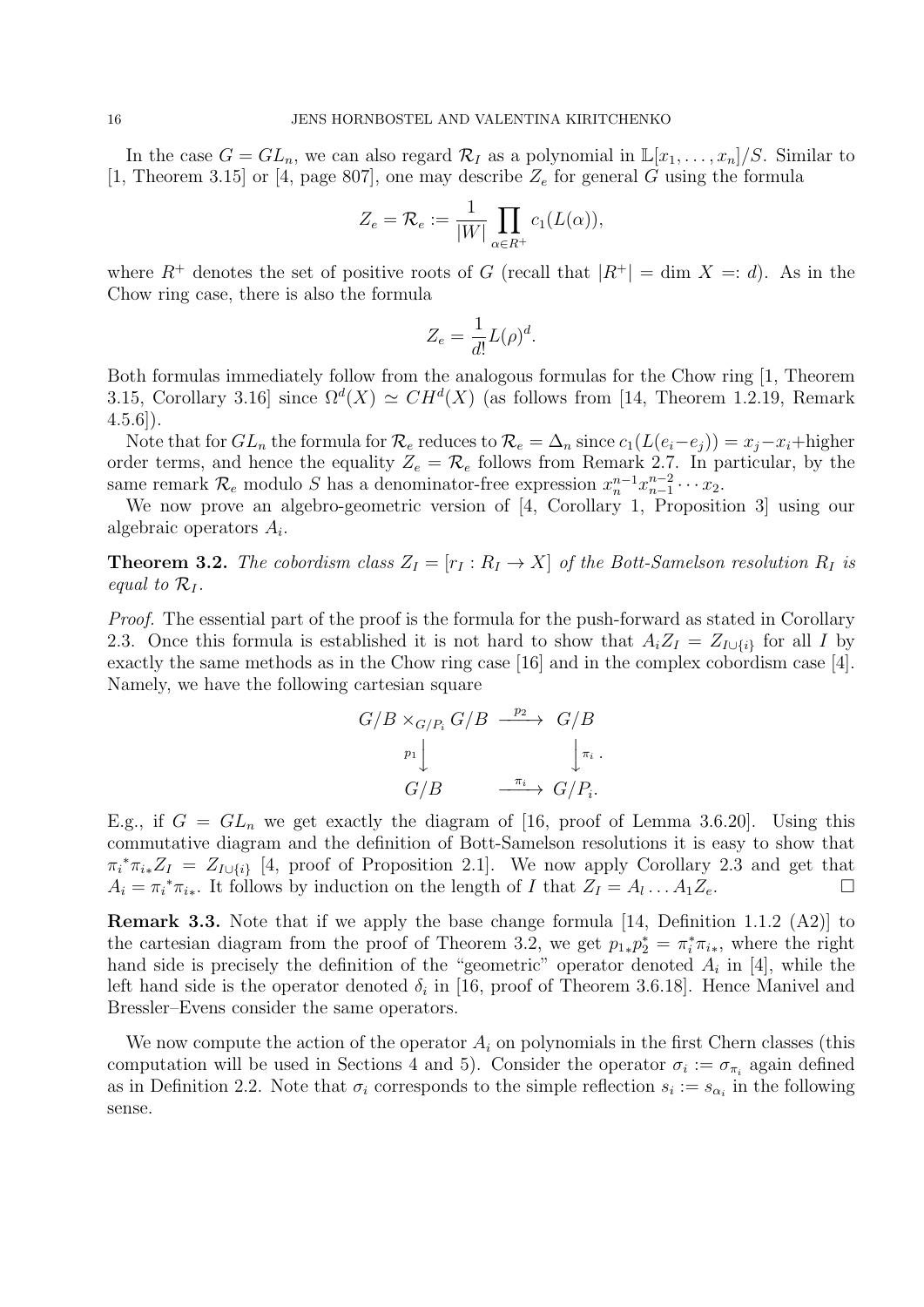In the case $G = GL_n$, we can also regard $\mathcal{R}_I$ as a polynomial in $\mathbb{L}[x_1, \ldots, x_n]/S$. Similar to [1, Theorem 3.15] or [4, page 807], one may describe $Z_e$ for general $G$ using the formula

$$Z_e = \mathcal{R}_e := \frac{1}{|W|} \prod_{\alpha \in R^+} c_1(L(\alpha)),$$

where $R^+$ denotes the set of positive roots of $G$ (recall that $|R^+| = \dim X =: d$). As in the Chow ring case, there is also the formula

$$Z_e = \frac{1}{d!} L(\rho)^d.$$

Both formulas immediately follow from the analogous formulas for the Chow ring [1, Theorem 3.15, Corollary 3.16] since $\Omega^d(X) \simeq CH^d(X)$ (as follows from [14, Theorem 1.2.19, Remark 4.5.6]).

Note that for $GL_n$ the formula for $\mathcal{R}_e$ reduces to $\mathcal{R}_e = \Delta_n$ since $c_1(L(e_i - e_j)) = x_j - x_i +$higher order terms, and hence the equality $Z_e = \mathcal{R}_e$ follows from Remark 2.7. In particular, by the same remark $\mathcal{R}_e$ modulo $S$ has a denominator-free expression $x_n^{n-1} x_{n-1}^{n-2} \cdots x_2$.

We now prove an algebro-geometric version of [4, Corollary 1, Proposition 3] using our algebraic operators $A_i$.

**Theorem 3.2.** *The cobordism class $Z_I = [r_I : R_I \to X]$ of the Bott-Samelson resolution $R_I$ is equal to $\mathcal{R}_I$.*

*Proof.* The essential part of the proof is the formula for the push-forward as stated in Corollary 2.3. Once this formula is established it is not hard to show that $A_i Z_I = Z_{I \cup \{i\}}$ for all $I$ by exactly the same methods as in the Chow ring case [16] and in the complex cobordism case [4]. Namely, we have the following cartesian square

$$\begin{array}{ccc} G/B \times_{G/P_i} G/B & \xrightarrow{p_2} & G/B \\ {\scriptstyle p_1}\downarrow & & \downarrow{\scriptstyle \pi_i} \\ G/B & \xrightarrow{\pi_i} & G/P_i. \end{array}$$

E.g., if $G = GL_n$ we get exactly the diagram of [16, proof of Lemma 3.6.20]. Using this commutative diagram and the definition of Bott-Samelson resolutions it is easy to show that ${\pi_i}^* {\pi_i}_* Z_I = Z_{I \cup \{i\}}$ [4, proof of Proposition 2.1]. We now apply Corollary 2.3 and get that $A_i = {\pi_i}^* {\pi_i}_*$. It follows by induction on the length of $I$ that $Z_I = A_l \ldots A_1 Z_e$. $\square$

**Remark 3.3.** Note that if we apply the base change formula [14, Definition 1.1.2 (A2)] to the cartesian diagram from the proof of Theorem 3.2, we get $p_{1*} p_2^* = \pi_i^* \pi_{i*}$, where the right hand side is precisely the definition of the "geometric" operator denoted $A_i$ in [4], while the left hand side is the operator denoted $\delta_i$ in [16, proof of Theorem 3.6.18]. Hence Manivel and Bressler–Evens consider the same operators.

We now compute the action of the operator $A_i$ on polynomials in the first Chern classes (this computation will be used in Sections 4 and 5). Consider the operator $\sigma_i := \sigma_{\pi_i}$ again defined as in Definition 2.2. Note that $\sigma_i$ corresponds to the simple reflection $s_i := s_{\alpha_i}$ in the following sense.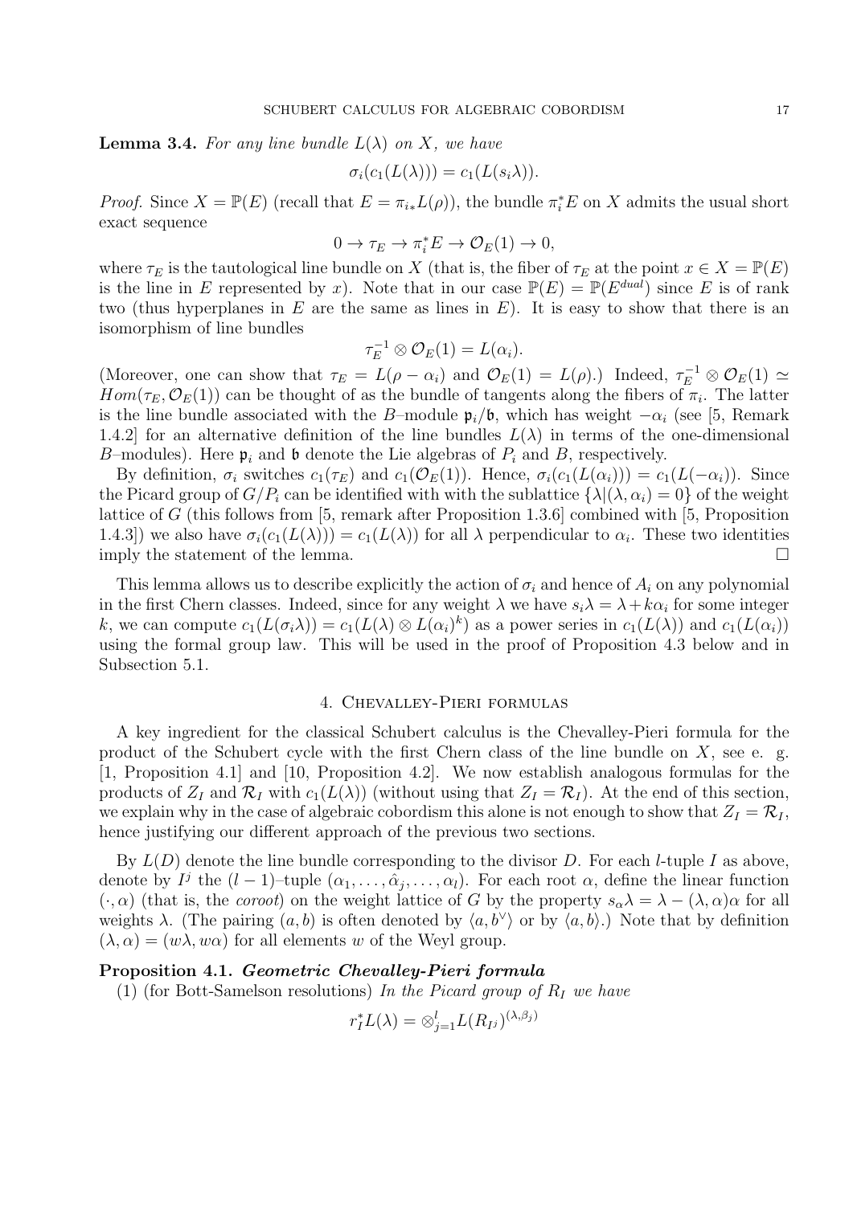**Lemma 3.4.** *For any line bundle $L(\lambda)$ on $X$, we have*

$$\sigma_i(c_1(L(\lambda))) = c_1(L(s_i\lambda)).$$

*Proof.* Since $X = \mathbb{P}(E)$ (recall that $E = \pi_{i*}L(\rho)$), the bundle $\pi_i^*E$ on $X$ admits the usual short exact sequence

$$0 \to \tau_E \to \pi_i^*E \to \mathcal{O}_E(1) \to 0,$$

where $\tau_E$ is the tautological line bundle on $X$ (that is, the fiber of $\tau_E$ at the point $x \in X = \mathbb{P}(E)$ is the line in $E$ represented by $x$). Note that in our case $\mathbb{P}(E) = \mathbb{P}(E^{dual})$ since $E$ is of rank two (thus hyperplanes in $E$ are the same as lines in $E$). It is easy to show that there is an isomorphism of line bundles

$$\tau_E^{-1} \otimes \mathcal{O}_E(1) = L(\alpha_i).$$

(Moreover, one can show that $\tau_E = L(\rho - \alpha_i)$ and $\mathcal{O}_E(1) = L(\rho)$.) Indeed, $\tau_E^{-1} \otimes \mathcal{O}_E(1) \simeq Hom(\tau_E, \mathcal{O}_E(1))$ can be thought of as the bundle of tangents along the fibers of $\pi_i$. The latter is the line bundle associated with the $B$–module $\mathfrak{p}_i/\mathfrak{b}$, which has weight $-\alpha_i$ (see [5, Remark 1.4.2] for an alternative definition of the line bundles $L(\lambda)$ in terms of the one-dimensional $B$–modules). Here $\mathfrak{p}_i$ and $\mathfrak{b}$ denote the Lie algebras of $P_i$ and $B$, respectively.

By definition, $\sigma_i$ switches $c_1(\tau_E)$ and $c_1(\mathcal{O}_E(1))$. Hence, $\sigma_i(c_1(L(\alpha_i))) = c_1(L(-\alpha_i))$. Since the Picard group of $G/P_i$ can be identified with with the sublattice $\{\lambda | (\lambda, \alpha_i) = 0\}$ of the weight lattice of $G$ (this follows from [5, remark after Proposition 1.3.6] combined with [5, Proposition 1.4.3]) we also have $\sigma_i(c_1(L(\lambda))) = c_1(L(\lambda))$ for all $\lambda$ perpendicular to $\alpha_i$. These two identities imply the statement of the lemma. □

This lemma allows us to describe explicitly the action of $\sigma_i$ and hence of $A_i$ on any polynomial in the first Chern classes. Indeed, since for any weight $\lambda$ we have $s_i\lambda = \lambda + k\alpha_i$ for some integer $k$, we can compute $c_1(L(\sigma_i\lambda)) = c_1(L(\lambda) \otimes L(\alpha_i)^k)$ as a power series in $c_1(L(\lambda))$ and $c_1(L(\alpha_i))$ using the formal group law. This will be used in the proof of Proposition 4.3 below and in Subsection 5.1.

## 4. Chevalley-Pieri formulas

A key ingredient for the classical Schubert calculus is the Chevalley-Pieri formula for the product of the Schubert cycle with the first Chern class of the line bundle on $X$, see e. g. [1, Proposition 4.1] and [10, Proposition 4.2]. We now establish analogous formulas for the products of $Z_I$ and $\mathcal{R}_I$ with $c_1(L(\lambda))$ (without using that $Z_I = \mathcal{R}_I$). At the end of this section, we explain why in the case of algebraic cobordism this alone is not enough to show that $Z_I = \mathcal{R}_I$, hence justifying our different approach of the previous two sections.

By $L(D)$ denote the line bundle corresponding to the divisor $D$. For each $l$-tuple $I$ as above, denote by $I^j$ the $(l-1)$–tuple $(\alpha_1, \ldots, \hat{\alpha}_j, \ldots, \alpha_l)$. For each root $\alpha$, define the linear function $(\cdot, \alpha)$ (that is, the *coroot*) on the weight lattice of $G$ by the property $s_\alpha\lambda = \lambda - (\lambda, \alpha)\alpha$ for all weights $\lambda$. (The pairing $(a, b)$ is often denoted by $\langle a, b^\vee\rangle$ or by $\langle a, b\rangle$.) Note that by definition $(\lambda, \alpha) = (w\lambda, w\alpha)$ for all elements $w$ of the Weyl group.

**Proposition 4.1.** ***Geometric Chevalley-Pieri formula***

(1) (for Bott-Samelson resolutions) *In the Picard group of $R_I$ we have*

$$r_I^*L(\lambda) = \otimes_{j=1}^l L(R_{I^j})^{(\lambda, \beta_j)}$$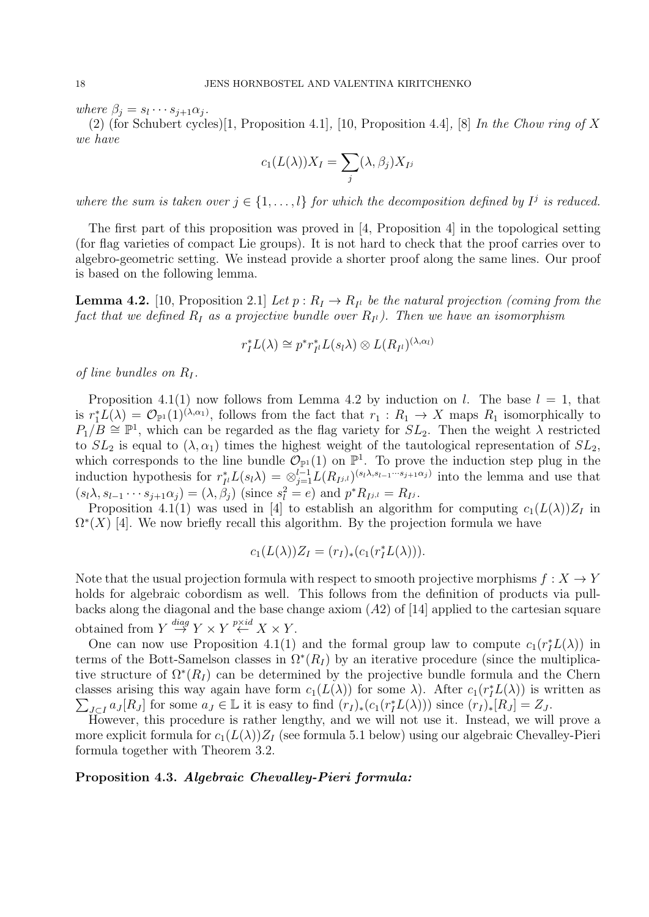*where* $\beta_j = s_l \cdots s_{j+1}\alpha_j$.

(2) (for Schubert cycles)[1, Proposition 4.1], [10, Proposition 4.4], [8] *In the Chow ring of $X$ we have*

$$c_1(L(\lambda))X_I = \sum_j (\lambda, \beta_j) X_{I^j}$$

*where the sum is taken over* $j \in \{1, \ldots, l\}$ *for which the decomposition defined by* $I^j$ *is reduced.*

The first part of this proposition was proved in [4, Proposition 4] in the topological setting (for flag varieties of compact Lie groups). It is not hard to check that the proof carries over to algebro-geometric setting. We instead provide a shorter proof along the same lines. Our proof is based on the following lemma.

**Lemma 4.2.** [10, Proposition 2.1] *Let* $p : R_I \to R_{I^l}$ *be the natural projection (coming from the fact that we defined* $R_I$ *as a projective bundle over* $R_{I^l}$*). Then we have an isomorphism*

$$r_I^* L(\lambda) \cong p^* r_{I^l}^* L(s_l \lambda) \otimes L(R_{I^l})^{(\lambda, \alpha_l)}$$

*of line bundles on* $R_I$.

Proposition 4.1(1) now follows from Lemma 4.2 by induction on $l$. The base $l = 1$, that is $r_1^* L(\lambda) = \mathcal{O}_{\mathbb{P}^1}(1)^{(\lambda, \alpha_1)}$, follows from the fact that $r_1 : R_1 \to X$ maps $R_1$ isomorphically to $P_1/B \cong \mathbb{P}^1$, which can be regarded as the flag variety for $SL_2$. Then the weight $\lambda$ restricted to $SL_2$ is equal to $(\lambda, \alpha_1)$ times the highest weight of the tautological representation of $SL_2$, which corresponds to the line bundle $\mathcal{O}_{\mathbb{P}^1}(1)$ on $\mathbb{P}^1$. To prove the induction step plug in the induction hypothesis for $r_{I^l}^* L(s_l\lambda) = \otimes_{j=1}^{l-1} L(R_{I^{j,l}})^{(s_l\lambda, s_{l-1}\cdots s_{j+1}\alpha_j)}$ into the lemma and use that $(s_l\lambda, s_{l-1}\cdots s_{j+1}\alpha_j) = (\lambda, \beta_j)$ (since $s_l^2 = e$) and $p^* R_{I^{j,l}} = R_{I^j}$.

Proposition 4.1(1) was used in [4] to establish an algorithm for computing $c_1(L(\lambda))Z_I$ in $\Omega^*(X)$ [4]. We now briefly recall this algorithm. By the projection formula we have

$$c_1(L(\lambda))Z_I = (r_I)_*(c_1(r_I^* L(\lambda))).$$

Note that the usual projection formula with respect to smooth projective morphisms $f : X \to Y$ holds for algebraic cobordism as well. This follows from the definition of products via pullbacks along the diagonal and the base change axiom $(A2)$ of [14] applied to the cartesian square obtained from $Y \stackrel{diag}{\to} Y \times Y \stackrel{p \times id}{\leftarrow} X \times Y$.

One can now use Proposition 4.1(1) and the formal group law to compute $c_1(r_I^* L(\lambda))$ in terms of the Bott-Samelson classes in $\Omega^*(R_I)$ by an iterative procedure (since the multiplicative structure of $\Omega^*(R_I)$ can be determined by the projective bundle formula and the Chern classes arising this way again have form $c_1(L(\lambda))$ for some $\lambda$). After $c_1(r_I^* L(\lambda))$ is written as $\sum_{J \subset I} a_J [R_J]$ for some $a_J \in \mathbb{L}$ it is easy to find $(r_I)_*(c_1(r_I^* L(\lambda)))$ since $(r_I)_*[R_J] = Z_J$.

However, this procedure is rather lengthy, and we will not use it. Instead, we will prove a more explicit formula for $c_1(L(\lambda))Z_I$ (see formula 5.1 below) using our algebraic Chevalley-Pieri formula together with Theorem 3.2.

**Proposition 4.3.** ***Algebraic Chevalley-Pieri formula:***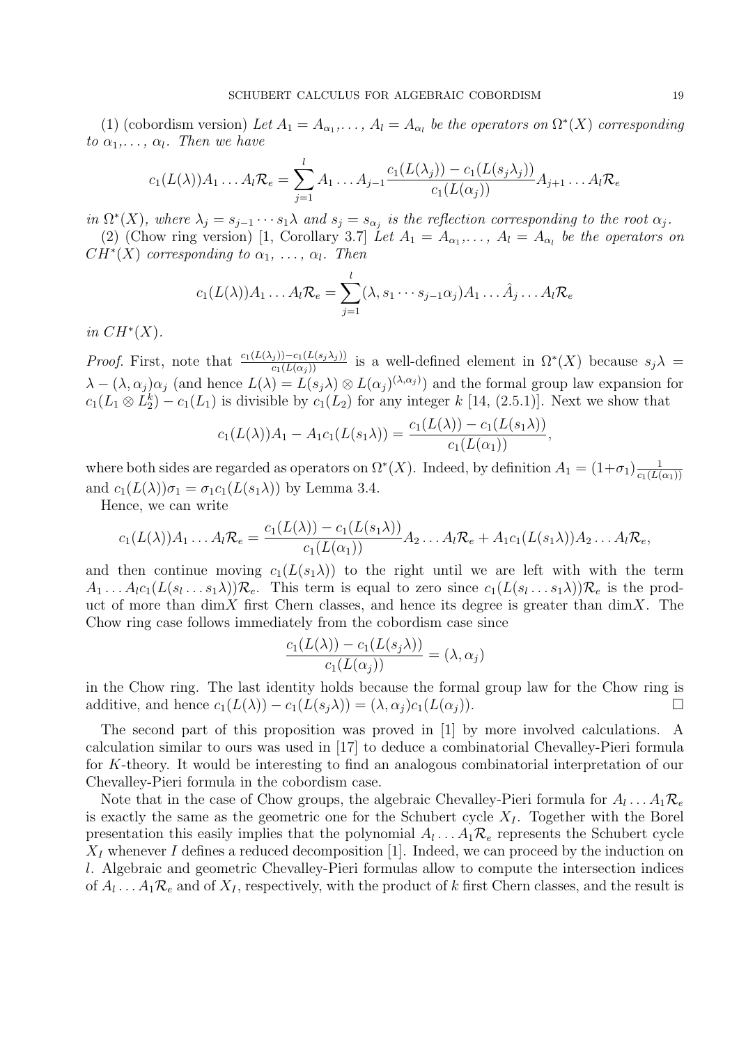(1) (cobordism version) *Let $A_1 = A_{\alpha_1}, \ldots, A_l = A_{\alpha_l}$ be the operators on $\Omega^*(X)$ corresponding to $\alpha_1, \ldots, \alpha_l$. Then we have*

$$c_1(L(\lambda))A_1 \ldots A_l \mathcal{R}_e = \sum_{j=1}^{l} A_1 \ldots A_{j-1} \frac{c_1(L(\lambda_j)) - c_1(L(s_j\lambda_j))}{c_1(L(\alpha_j))} A_{j+1} \ldots A_l \mathcal{R}_e$$

*in $\Omega^*(X)$, where $\lambda_j = s_{j-1} \cdots s_1 \lambda$ and $s_j = s_{\alpha_j}$ is the reflection corresponding to the root $\alpha_j$.*

(2) (Chow ring version) [1, Corollary 3.7] *Let $A_1 = A_{\alpha_1}, \ldots, A_l = A_{\alpha_l}$ be the operators on $CH^*(X)$ corresponding to $\alpha_1, \ldots, \alpha_l$. Then*

$$c_1(L(\lambda))A_1 \ldots A_l \mathcal{R}_e = \sum_{j=1}^{l} (\lambda, s_1 \cdots s_{j-1}\alpha_j) A_1 \ldots \hat{A}_j \ldots A_l \mathcal{R}_e$$

*in $CH^*(X)$.*

*Proof.* First, note that $\frac{c_1(L(\lambda_j)) - c_1(L(s_j\lambda_j))}{c_1(L(\alpha_j))}$ is a well-defined element in $\Omega^*(X)$ because $s_j\lambda = \lambda - (\lambda, \alpha_j)\alpha_j$ (and hence $L(\lambda) = L(s_j\lambda) \otimes L(\alpha_j)^{(\lambda,\alpha_j)}$) and the formal group law expansion for $c_1(L_1 \otimes L_2^k) - c_1(L_1)$ is divisible by $c_1(L_2)$ for any integer $k$ [14, (2.5.1)]. Next we show that

$$c_1(L(\lambda))A_1 - A_1 c_1(L(s_1\lambda)) = \frac{c_1(L(\lambda)) - c_1(L(s_1\lambda))}{c_1(L(\alpha_1))},$$

where both sides are regarded as operators on $\Omega^*(X)$. Indeed, by definition $A_1 = (1+\sigma_1)\frac{1}{c_1(L(\alpha_1))}$ and $c_1(L(\lambda))\sigma_1 = \sigma_1 c_1(L(s_1\lambda))$ by Lemma 3.4.

Hence, we can write

$$c_1(L(\lambda))A_1 \ldots A_l \mathcal{R}_e = \frac{c_1(L(\lambda)) - c_1(L(s_1\lambda))}{c_1(L(\alpha_1))} A_2 \ldots A_l \mathcal{R}_e + A_1 c_1(L(s_1\lambda)) A_2 \ldots A_l \mathcal{R}_e,$$

and then continue moving $c_1(L(s_1\lambda))$ to the right until we are left with with the term $A_1 \ldots A_l c_1(L(s_l \ldots s_1\lambda))\mathcal{R}_e$. This term is equal to zero since $c_1(L(s_l \ldots s_1\lambda))\mathcal{R}_e$ is the product of more than $\dim X$ first Chern classes, and hence its degree is greater than $\dim X$. The Chow ring case follows immediately from the cobordism case since

$$\frac{c_1(L(\lambda)) - c_1(L(s_j\lambda))}{c_1(L(\alpha_j))} = (\lambda, \alpha_j)$$

in the Chow ring. The last identity holds because the formal group law for the Chow ring is additive, and hence $c_1(L(\lambda)) - c_1(L(s_j\lambda)) = (\lambda, \alpha_j)c_1(L(\alpha_j))$. □

The second part of this proposition was proved in [1] by more involved calculations. A calculation similar to ours was used in [17] to deduce a combinatorial Chevalley-Pieri formula for $K$-theory. It would be interesting to find an analogous combinatorial interpretation of our Chevalley-Pieri formula in the cobordism case.

Note that in the case of Chow groups, the algebraic Chevalley-Pieri formula for $A_l \ldots A_1 \mathcal{R}_e$ is exactly the same as the geometric one for the Schubert cycle $X_I$. Together with the Borel presentation this easily implies that the polynomial $A_l \ldots A_1 \mathcal{R}_e$ represents the Schubert cycle $X_I$ whenever $I$ defines a reduced decomposition [1]. Indeed, we can proceed by the induction on $l$. Algebraic and geometric Chevalley-Pieri formulas allow to compute the intersection indices of $A_l \ldots A_1 \mathcal{R}_e$ and of $X_I$, respectively, with the product of $k$ first Chern classes, and the result is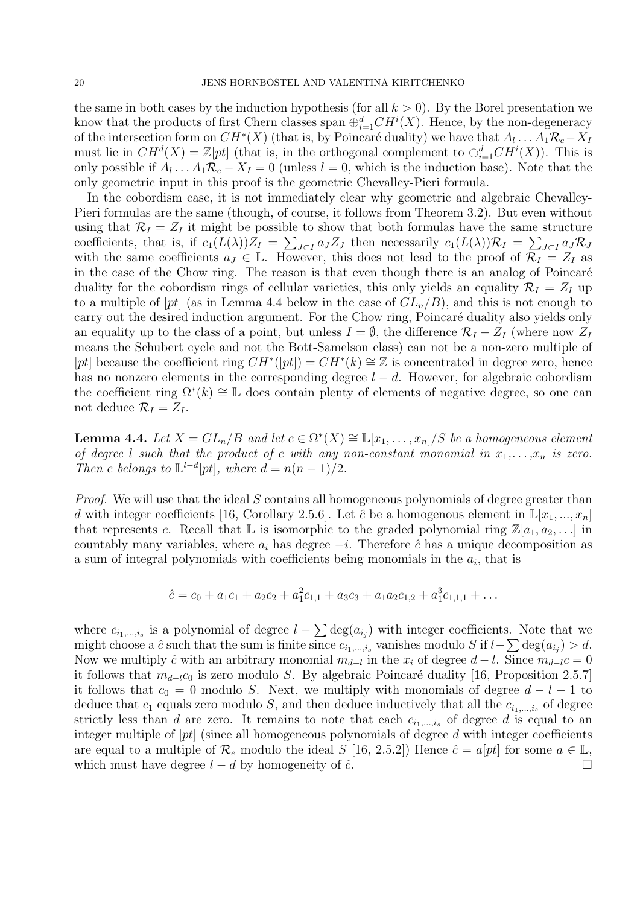the same in both cases by the induction hypothesis (for all $k > 0$). By the Borel presentation we know that the products of first Chern classes span $\oplus_{i=1}^d CH^i(X)$. Hence, by the non-degeneracy of the intersection form on $CH^*(X)$ (that is, by Poincaré duality) we have that $A_l \ldots A_1\mathcal{R}_e - X_I$ must lie in $CH^d(X) = \mathbb{Z}[pt]$ (that is, in the orthogonal complement to $\oplus_{i=1}^d CH^i(X)$). This is only possible if $A_l \ldots A_1\mathcal{R}_e - X_I = 0$ (unless $l = 0$, which is the induction base). Note that the only geometric input in this proof is the geometric Chevalley-Pieri formula.

In the cobordism case, it is not immediately clear why geometric and algebraic Chevalley-Pieri formulas are the same (though, of course, it follows from Theorem 3.2). But even without using that $\mathcal{R}_I = Z_I$ it might be possible to show that both formulas have the same structure coefficients, that is, if $c_1(L(\lambda))Z_I = \sum_{J\subset I} a_J Z_J$ then necessarily $c_1(L(\lambda))\mathcal{R}_I = \sum_{J\subset I} a_J \mathcal{R}_J$ with the same coefficients $a_J \in \mathbb{L}$. However, this does not lead to the proof of $\mathcal{R}_I = Z_I$ as in the case of the Chow ring. The reason is that even though there is an analog of Poincaré duality for the cobordism rings of cellular varieties, this only yields an equality $\mathcal{R}_I = Z_I$ up to a multiple of $[pt]$ (as in Lemma 4.4 below in the case of $GL_n/B$), and this is not enough to carry out the desired induction argument. For the Chow ring, Poincaré duality also yields only an equality up to the class of a point, but unless $I = \emptyset$, the difference $\mathcal{R}_I - Z_I$ (where now $Z_I$ means the Schubert cycle and not the Bott-Samelson class) can not be a non-zero multiple of $[pt]$ because the coefficient ring $CH^*([pt]) = CH^*(k) \cong \mathbb{Z}$ is concentrated in degree zero, hence has no nonzero elements in the corresponding degree $l - d$. However, for algebraic cobordism the coefficient ring $\Omega^*(k) \cong \mathbb{L}$ does contain plenty of elements of negative degree, so one can not deduce $\mathcal{R}_I = Z_I$.

**Lemma 4.4.** *Let $X = GL_n/B$ and let $c \in \Omega^*(X) \cong \mathbb{L}[x_1, \ldots, x_n]/S$ be a homogeneous element of degree $l$ such that the product of $c$ with any non-constant monomial in $x_1, \ldots, x_n$ is zero. Then $c$ belongs to $\mathbb{L}^{l-d}[pt]$, where $d = n(n-1)/2$.*

*Proof.* We will use that the ideal $S$ contains all homogeneous polynomials of degree greater than $d$ with integer coefficients [16, Corollary 2.5.6]. Let $\hat{c}$ be a homogenous element in $\mathbb{L}[x_1, ..., x_n]$ that represents $c$. Recall that $\mathbb{L}$ is isomorphic to the graded polynomial ring $\mathbb{Z}[a_1, a_2, \ldots]$ in countably many variables, where $a_i$ has degree $-i$. Therefore $\hat{c}$ has a unique decomposition as a sum of integral polynomials with coefficients being monomials in the $a_i$, that is

$$\hat{c} = c_0 + a_1c_1 + a_2c_2 + a_1^2c_{1,1} + a_3c_3 + a_1a_2c_{1,2} + a_1^3c_{1,1,1} + \ldots$$

where $c_{i_1,\ldots,i_s}$ is a polynomial of degree $l - \sum \deg(a_{i_j})$ with integer coefficients. Note that we might choose a $\hat{c}$ such that the sum is finite since $c_{i_1,\ldots,i_s}$ vanishes modulo $S$ if $l - \sum \deg(a_{i_j}) > d$. Now we multiply $\hat{c}$ with an arbitrary monomial $m_{d-l}$ in the $x_i$ of degree $d - l$. Since $m_{d-l}c = 0$ it follows that $m_{d-l}c_0$ is zero modulo $S$. By algebraic Poincaré duality [16, Proposition 2.5.7] it follows that $c_0 = 0$ modulo $S$. Next, we multiply with monomials of degree $d - l - 1$ to deduce that $c_1$ equals zero modulo $S$, and then deduce inductively that all the $c_{i_1,\ldots,i_s}$ of degree strictly less than $d$ are zero. It remains to note that each $c_{i_1,\ldots,i_s}$ of degree $d$ is equal to an integer multiple of $[pt]$ (since all homogeneous polynomials of degree $d$ with integer coefficients are equal to a multiple of $\mathcal{R}_e$ modulo the ideal $S$ [16, 2.5.2]) Hence $\hat{c} = a[pt]$ for some $a \in \mathbb{L}$, which must have degree $l - d$ by homogeneity of $\hat{c}$. $\square$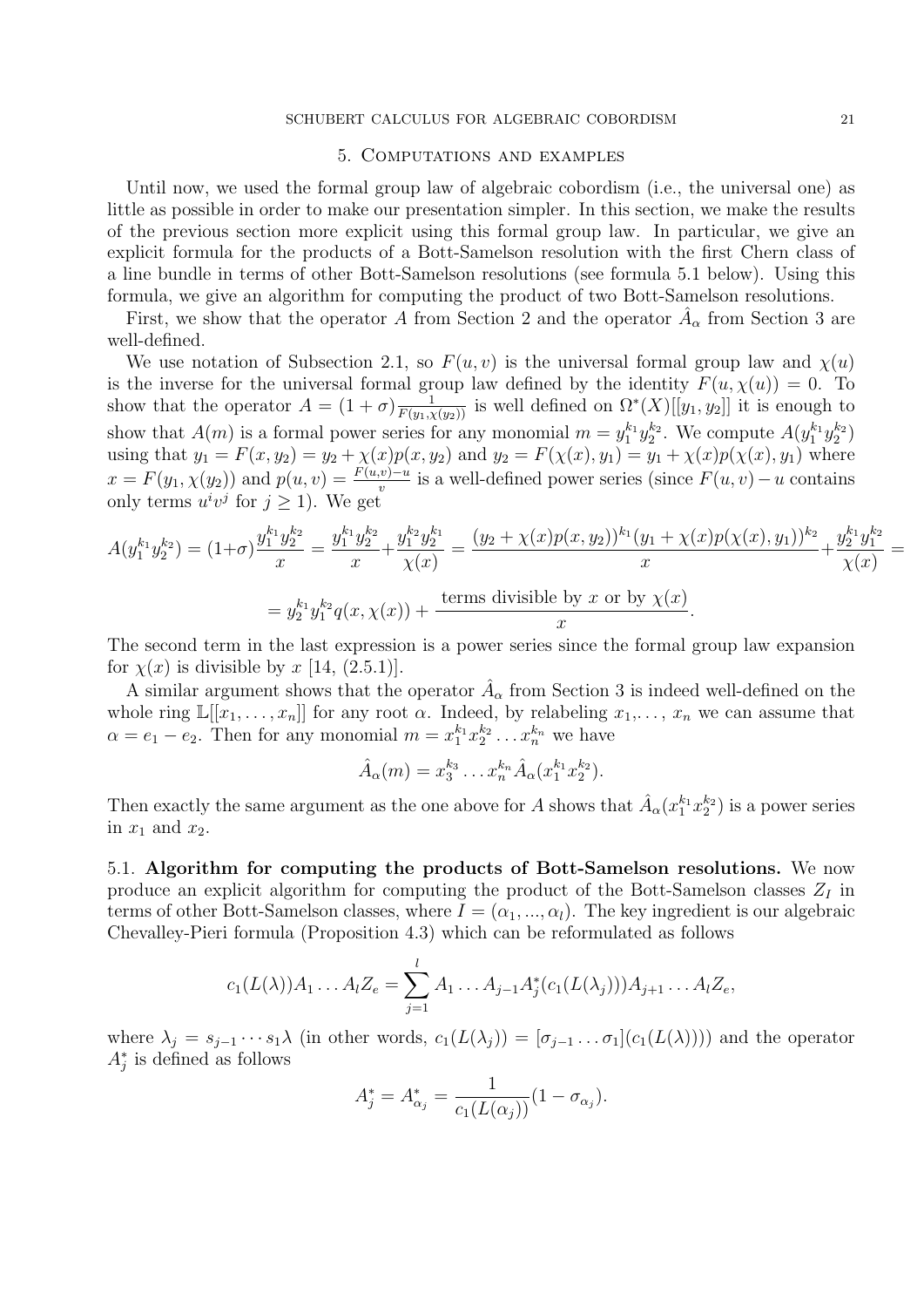## 5. Computations and examples

Until now, we used the formal group law of algebraic cobordism (i.e., the universal one) as little as possible in order to make our presentation simpler. In this section, we make the results of the previous section more explicit using this formal group law. In particular, we give an explicit formula for the products of a Bott-Samelson resolution with the first Chern class of a line bundle in terms of other Bott-Samelson resolutions (see formula 5.1 below). Using this formula, we give an algorithm for computing the product of two Bott-Samelson resolutions.

First, we show that the operator $A$ from Section 2 and the operator $\hat{A}_\alpha$ from Section 3 are well-defined.

We use notation of Subsection 2.1, so $F(u,v)$ is the universal formal group law and $\chi(u)$ is the inverse for the universal formal group law defined by the identity $F(u,\chi(u)) = 0$. To show that the operator $A = (1+\sigma)\frac{1}{F(y_1,\chi(y_2))}$ is well defined on $\Omega^*(X)[[y_1,y_2]]$ it is enough to show that $A(m)$ is a formal power series for any monomial $m = y_1^{k_1}y_2^{k_2}$. We compute $A(y_1^{k_1}y_2^{k_2})$ using that $y_1 = F(x,y_2) = y_2 + \chi(x)p(x,y_2)$ and $y_2 = F(\chi(x),y_1) = y_1 + \chi(x)p(\chi(x),y_1)$ where $x = F(y_1,\chi(y_2))$ and $p(u,v) = \frac{F(u,v)-u}{v}$ is a well-defined power series (since $F(u,v)-u$ contains only terms $u^iv^j$ for $j \geq 1$). We get

$$A(y_1^{k_1}y_2^{k_2}) = (1+\sigma)\frac{y_1^{k_1}y_2^{k_2}}{x} = \frac{y_1^{k_1}y_2^{k_2}}{x} + \frac{y_1^{k_2}y_2^{k_1}}{\chi(x)} = \frac{(y_2+\chi(x)p(x,y_2))^{k_1}(y_1+\chi(x)p(\chi(x),y_1))^{k_2}}{x} + \frac{y_2^{k_1}y_1^{k_2}}{\chi(x)} =$$

$$= y_2^{k_1}y_1^{k_2}q(x,\chi(x)) + \frac{\text{terms divisible by } x \text{ or by } \chi(x)}{x}.$$

The second term in the last expression is a power series since the formal group law expansion for $\chi(x)$ is divisible by $x$ [14, (2.5.1)].

A similar argument shows that the operator $\hat{A}_\alpha$ from Section 3 is indeed well-defined on the whole ring $\mathbb{L}[[x_1,\ldots,x_n]]$ for any root $\alpha$. Indeed, by relabeling $x_1,\ldots, x_n$ we can assume that $\alpha = e_1 - e_2$. Then for any monomial $m = x_1^{k_1}x_2^{k_2}\ldots x_n^{k_n}$ we have

$$\hat{A}_\alpha(m) = x_3^{k_3}\ldots x_n^{k_n}\hat{A}_\alpha(x_1^{k_1}x_2^{k_2}).$$

Then exactly the same argument as the one above for $A$ shows that $\hat{A}_\alpha(x_1^{k_1}x_2^{k_2})$ is a power series in $x_1$ and $x_2$.

5.1. **Algorithm for computing the products of Bott-Samelson resolutions.** We now produce an explicit algorithm for computing the product of the Bott-Samelson classes $Z_I$ in terms of other Bott-Samelson classes, where $I = (\alpha_1,...,\alpha_l)$. The key ingredient is our algebraic Chevalley-Pieri formula (Proposition 4.3) which can be reformulated as follows

$$c_1(L(\lambda))A_1\ldots A_lZ_e = \sum_{j=1}^{l} A_1\ldots A_{j-1}A_j^*(c_1(L(\lambda_j)))A_{j+1}\ldots A_lZ_e,$$

where $\lambda_j = s_{j-1}\cdots s_1\lambda$ (in other words, $c_1(L(\lambda_j)) = [\sigma_{j-1}\ldots\sigma_1](c_1(L(\lambda))))$ and the operator $A_j^*$ is defined as follows

$$A_j^* = A_{\alpha_j}^* = \frac{1}{c_1(L(\alpha_j))}(1-\sigma_{\alpha_j}).$$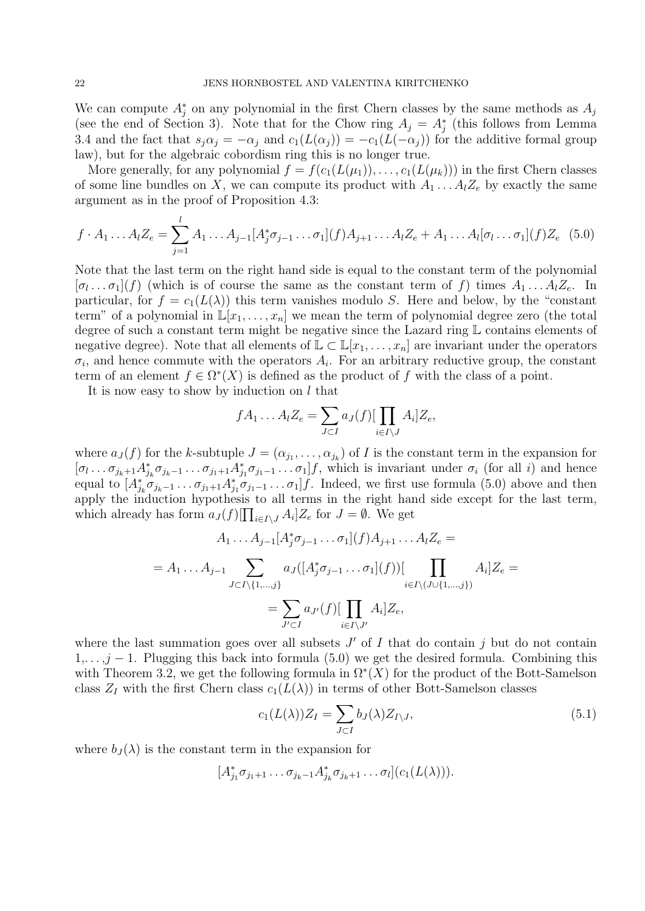We can compute $A_j^*$ on any polynomial in the first Chern classes by the same methods as $A_j$ (see the end of Section 3). Note that for the Chow ring $A_j = A_j^*$ (this follows from Lemma 3.4 and the fact that $s_j\alpha_j = -\alpha_j$ and $c_1(L(\alpha_j)) = -c_1(L(-\alpha_j))$ for the additive formal group law), but for the algebraic cobordism ring this is no longer true.

More generally, for any polynomial $f = f(c_1(L(\mu_1)), \dots, c_1(L(\mu_k)))$ in the first Chern classes of some line bundles on $X$, we can compute its product with $A_1 \dots A_l Z_e$ by exactly the same argument as in the proof of Proposition 4.3:

$$f \cdot A_1 \dots A_l Z_e = \sum_{j=1}^{l} A_1 \dots A_{j-1} [A_j^* \sigma_{j-1} \dots \sigma_1](f) A_{j+1} \dots A_l Z_e + A_1 \dots A_l [\sigma_l \dots \sigma_1](f) Z_e \quad (5.0)$$

Note that the last term on the right hand side is equal to the constant term of the polynomial $[\sigma_l \dots \sigma_1](f)$ (which is of course the same as the constant term of $f$) times $A_1 \dots A_l Z_e$. In particular, for $f = c_1(L(\lambda))$ this term vanishes modulo $S$. Here and below, by the "constant term" of a polynomial in $\mathbb{L}[x_1, \dots, x_n]$ we mean the term of polynomial degree zero (the total degree of such a constant term might be negative since the Lazard ring $\mathbb{L}$ contains elements of negative degree). Note that all elements of $\mathbb{L} \subset \mathbb{L}[x_1, \dots, x_n]$ are invariant under the operators $\sigma_i$, and hence commute with the operators $A_i$. For an arbitrary reductive group, the constant term of an element $f \in \Omega^*(X)$ is defined as the product of $f$ with the class of a point.

It is now easy to show by induction on $l$ that

$$f A_1 \dots A_l Z_e = \sum_{J \subset I} a_J(f) [\prod_{i \in I \setminus J} A_i] Z_e,$$

where $a_J(f)$ for the $k$-subtuple $J = (\alpha_{j_1}, \dots, \alpha_{j_k})$ of $I$ is the constant term in the expansion for $[\sigma_l \dots \sigma_{j_k+1} A_{j_k}^* \sigma_{j_k-1} \dots \sigma_{j_1+1} A_{j_1}^* \sigma_{j_1-1} \dots \sigma_1] f$, which is invariant under $\sigma_i$ (for all $i$) and hence equal to $[A_{j_k}^* \sigma_{j_k-1} \dots \sigma_{j_1+1} A_{j_1}^* \sigma_{j_1-1} \dots \sigma_1] f$. Indeed, we first use formula (5.0) above and then apply the induction hypothesis to all terms in the right hand side except for the last term, which already has form $a_J(f) [\prod_{i \in I \setminus J} A_i] Z_e$ for $J = \emptyset$. We get

$$A_1 \dots A_{j-1} [A_j^* \sigma_{j-1} \dots \sigma_1](f) A_{j+1} \dots A_l Z_e =$$

$$= A_1 \dots A_{j-1} \sum_{J \subset I \setminus \{1, \dots, j\}} a_J([A_j^* \sigma_{j-1} \dots \sigma_1](f)) [\prod_{i \in I \setminus (J \cup \{1, \dots, j\})} A_i] Z_e =$$

$$= \sum_{J' \subset I} a_{J'}(f) [\prod_{i \in I \setminus J'} A_i] Z_e,$$

where the last summation goes over all subsets $J'$ of $I$ that do contain $j$ but do not contain $1, \dots, j-1$. Plugging this back into formula (5.0) we get the desired formula. Combining this with Theorem 3.2, we get the following formula in $\Omega^*(X)$ for the product of the Bott-Samelson class $Z_I$ with the first Chern class $c_1(L(\lambda))$ in terms of other Bott-Samelson classes

$$c_1(L(\lambda)) Z_I = \sum_{J \subset I} b_J(\lambda) Z_{I \setminus J}, \quad (5.1)$$

where $b_J(\lambda)$ is the constant term in the expansion for

$$[A_{j_1}^* \sigma_{j_1+1} \dots \sigma_{j_k-1} A_{j_k}^* \sigma_{j_k+1} \dots \sigma_l](c_1(L(\lambda))).$$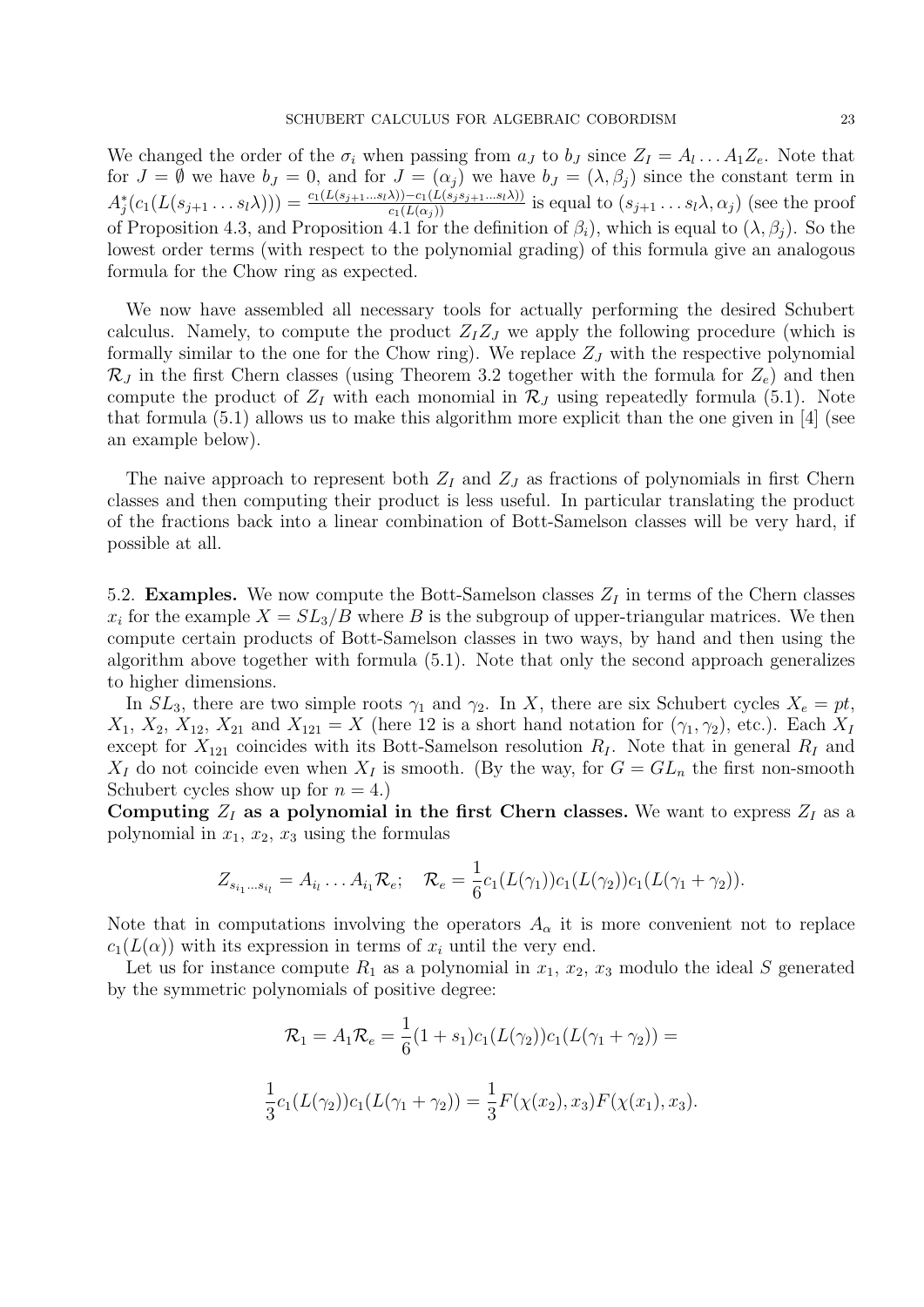We changed the order of the $\sigma_i$ when passing from $a_J$ to $b_J$ since $Z_I = A_l \dots A_1 Z_e$. Note that for $J = \emptyset$ we have $b_J = 0$, and for $J = (\alpha_j)$ we have $b_J = (\lambda, \beta_j)$ since the constant term in $A_j^*(c_1(L(s_{j+1} \dots s_l \lambda))) = \frac{c_1(L(s_{j+1} \dots s_l \lambda)) - c_1(L(s_j s_{j+1} \dots s_l \lambda))}{c_1(L(\alpha_j))}$ is equal to $(s_{j+1} \dots s_l \lambda, \alpha_j)$ (see the proof of Proposition 4.3, and Proposition 4.1 for the definition of $\beta_i$), which is equal to $(\lambda, \beta_j)$. So the lowest order terms (with respect to the polynomial grading) of this formula give an analogous formula for the Chow ring as expected.

We now have assembled all necessary tools for actually performing the desired Schubert calculus. Namely, to compute the product $Z_I Z_J$ we apply the following procedure (which is formally similar to the one for the Chow ring). We replace $Z_J$ with the respective polynomial $\mathcal{R}_J$ in the first Chern classes (using Theorem 3.2 together with the formula for $Z_e$) and then compute the product of $Z_I$ with each monomial in $\mathcal{R}_J$ using repeatedly formula (5.1). Note that formula (5.1) allows us to make this algorithm more explicit than the one given in [4] (see an example below).

The naive approach to represent both $Z_I$ and $Z_J$ as fractions of polynomials in first Chern classes and then computing their product is less useful. In particular translating the product of the fractions back into a linear combination of Bott-Samelson classes will be very hard, if possible at all.

5.2. **Examples.** We now compute the Bott-Samelson classes $Z_I$ in terms of the Chern classes $x_i$ for the example $X = SL_3/B$ where $B$ is the subgroup of upper-triangular matrices. We then compute certain products of Bott-Samelson classes in two ways, by hand and then using the algorithm above together with formula (5.1). Note that only the second approach generalizes to higher dimensions.

In $SL_3$, there are two simple roots $\gamma_1$ and $\gamma_2$. In $X$, there are six Schubert cycles $X_e = pt$, $X_1$, $X_2$, $X_{12}$, $X_{21}$ and $X_{121} = X$ (here 12 is a short hand notation for $(\gamma_1, \gamma_2)$, etc.). Each $X_I$ except for $X_{121}$ coincides with its Bott-Samelson resolution $R_I$. Note that in general $R_I$ and $X_I$ do not coincide even when $X_I$ is smooth. (By the way, for $G = GL_n$ the first non-smooth Schubert cycles show up for $n = 4$.)

**Computing $Z_I$ as a polynomial in the first Chern classes.** We want to express $Z_I$ as a polynomial in $x_1$, $x_2$, $x_3$ using the formulas

$$Z_{s_{i_1} \dots s_{i_l}} = A_{i_l} \dots A_{i_1} \mathcal{R}_e; \quad \mathcal{R}_e = \frac{1}{6} c_1(L(\gamma_1)) c_1(L(\gamma_2)) c_1(L(\gamma_1 + \gamma_2)).$$

Note that in computations involving the operators $A_\alpha$ it is more convenient not to replace $c_1(L(\alpha))$ with its expression in terms of $x_i$ until the very end.

Let us for instance compute $R_1$ as a polynomial in $x_1$, $x_2$, $x_3$ modulo the ideal $S$ generated by the symmetric polynomials of positive degree:

$$\mathcal{R}_1 = A_1 \mathcal{R}_e = \frac{1}{6}(1 + s_1) c_1(L(\gamma_2)) c_1(L(\gamma_1 + \gamma_2)) =$$

$$\frac{1}{3} c_1(L(\gamma_2)) c_1(L(\gamma_1 + \gamma_2)) = \frac{1}{3} F(\chi(x_2), x_3) F(\chi(x_1), x_3).$$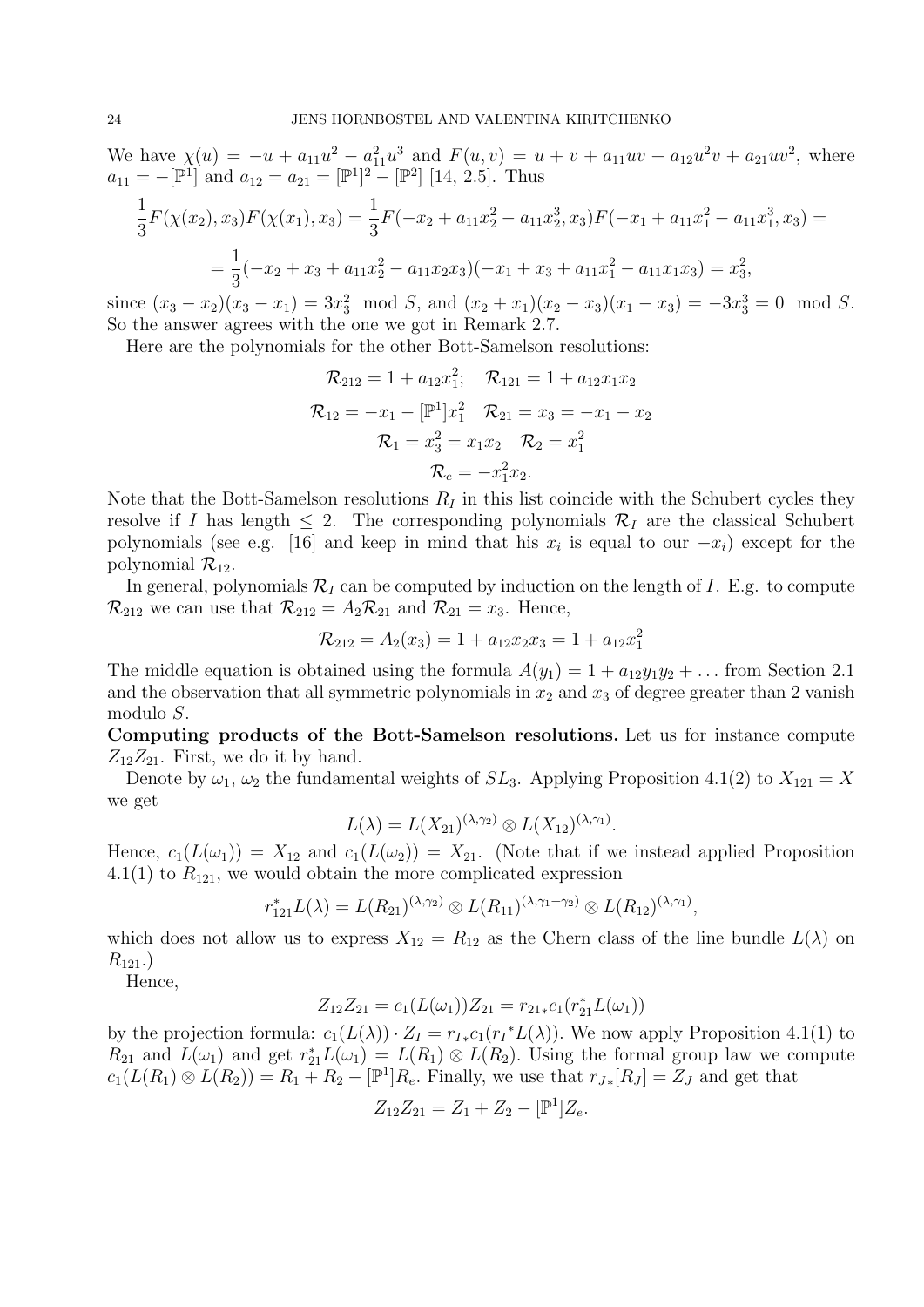We have $\chi(u) = -u + a_{11}u^2 - a_{11}^2u^3$ and $F(u,v) = u + v + a_{11}uv + a_{12}u^2v + a_{21}uv^2$, where $a_{11} = -[\mathbb{P}^1]$ and $a_{12} = a_{21} = [\mathbb{P}^1]^2 - [\mathbb{P}^2]$ [14, 2.5]. Thus

$$\frac{1}{3}F(\chi(x_2), x_3)F(\chi(x_1), x_3) = \frac{1}{3}F(-x_2 + a_{11}x_2^2 - a_{11}x_2^3, x_3)F(-x_1 + a_{11}x_1^2 - a_{11}x_1^3, x_3) =$$

$$= \frac{1}{3}(-x_2 + x_3 + a_{11}x_2^2 - a_{11}x_2x_3)(-x_1 + x_3 + a_{11}x_1^2 - a_{11}x_1x_3) = x_3^2,$$

since $(x_3 - x_2)(x_3 - x_1) = 3x_3^2 \mod S$, and $(x_2 + x_1)(x_2 - x_3)(x_1 - x_3) = -3x_3^3 = 0 \mod S$. So the answer agrees with the one we got in Remark 2.7.

Here are the polynomials for the other Bott-Samelson resolutions:

$$\mathcal{R}_{212} = 1 + a_{12}x_1^2; \quad \mathcal{R}_{121} = 1 + a_{12}x_1x_2$$

$$\mathcal{R}_{12} = -x_1 - [\mathbb{P}^1]x_1^2 \quad \mathcal{R}_{21} = x_3 = -x_1 - x_2$$

$$\mathcal{R}_1 = x_3^2 = x_1x_2 \quad \mathcal{R}_2 = x_1^2$$

$$\mathcal{R}_e = -x_1^2x_2.$$

Note that the Bott-Samelson resolutions $R_I$ in this list coincide with the Schubert cycles they resolve if $I$ has length $\leq 2$. The corresponding polynomials $\mathcal{R}_I$ are the classical Schubert polynomials (see e.g. [16] and keep in mind that his $x_i$ is equal to our $-x_i$) except for the polynomial $\mathcal{R}_{12}$.

In general, polynomials $\mathcal{R}_I$ can be computed by induction on the length of $I$. E.g. to compute $\mathcal{R}_{212}$ we can use that $\mathcal{R}_{212} = A_2\mathcal{R}_{21}$ and $\mathcal{R}_{21} = x_3$. Hence,

$$\mathcal{R}_{212} = A_2(x_3) = 1 + a_{12}x_2x_3 = 1 + a_{12}x_1^2$$

The middle equation is obtained using the formula $A(y_1) = 1 + a_{12}y_1y_2 + \dots$ from Section 2.1 and the observation that all symmetric polynomials in $x_2$ and $x_3$ of degree greater than 2 vanish modulo $S$.

**Computing products of the Bott-Samelson resolutions.** Let us for instance compute $Z_{12}Z_{21}$. First, we do it by hand.

Denote by $\omega_1$, $\omega_2$ the fundamental weights of $SL_3$. Applying Proposition 4.1(2) to $X_{121} = X$ we get

$$L(\lambda) = L(X_{21})^{(\lambda,\gamma_2)} \otimes L(X_{12})^{(\lambda,\gamma_1)}.$$

Hence, $c_1(L(\omega_1)) = X_{12}$ and $c_1(L(\omega_2)) = X_{21}$. (Note that if we instead applied Proposition 4.1(1) to $R_{121}$, we would obtain the more complicated expression

$$r_{121}^*L(\lambda) = L(R_{21})^{(\lambda,\gamma_2)} \otimes L(R_{11})^{(\lambda,\gamma_1+\gamma_2)} \otimes L(R_{12})^{(\lambda,\gamma_1)},$$

which does not allow us to express $X_{12} = R_{12}$ as the Chern class of the line bundle $L(\lambda)$ on $R_{121}$.)

Hence,

$$Z_{12}Z_{21} = c_1(L(\omega_1))Z_{21} = r_{21*}c_1(r_{21}^*L(\omega_1))$$

by the projection formula: $c_1(L(\lambda)) \cdot Z_I = r_{I*}c_1(r_I{}^*L(\lambda))$. We now apply Proposition 4.1(1) to $R_{21}$ and $L(\omega_1)$ and get $r_{21}^*L(\omega_1) = L(R_1) \otimes L(R_2)$. Using the formal group law we compute $c_1(L(R_1) \otimes L(R_2)) = R_1 + R_2 - [\mathbb{P}^1]R_e$. Finally, we use that $r_{J*}[R_J] = Z_J$ and get that

$$Z_{12}Z_{21} = Z_1 + Z_2 - [\mathbb{P}^1]Z_e.$$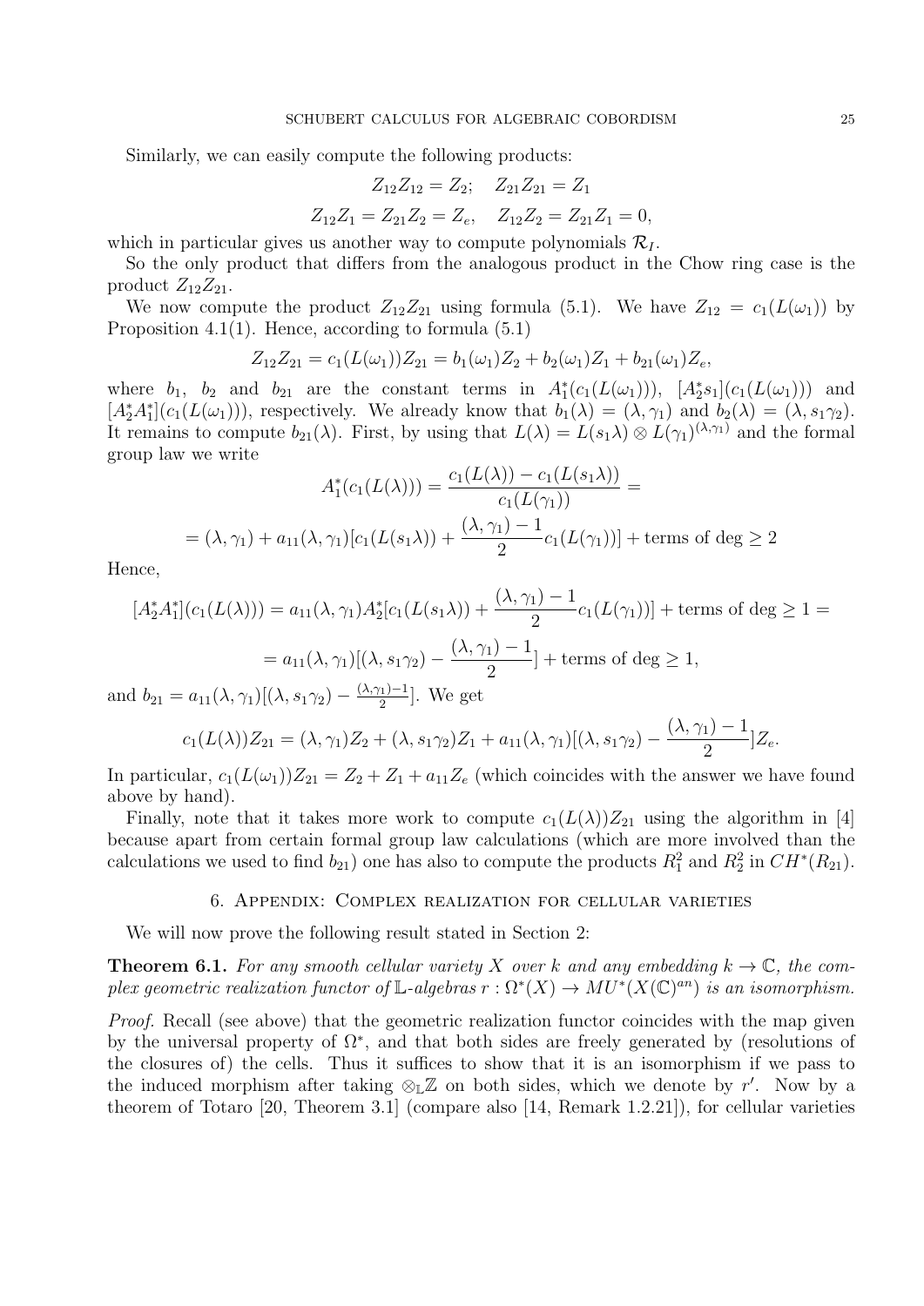Similarly, we can easily compute the following products:

$$Z_{12}Z_{12} = Z_2; \quad Z_{21}Z_{21} = Z_1$$

$$Z_{12}Z_1 = Z_{21}Z_2 = Z_e, \quad Z_{12}Z_2 = Z_{21}Z_1 = 0,$$

which in particular gives us another way to compute polynomials $\mathcal{R}_I$.

So the only product that differs from the analogous product in the Chow ring case is the product $Z_{12}Z_{21}$.

We now compute the product $Z_{12}Z_{21}$ using formula (5.1). We have $Z_{12} = c_1(L(\omega_1))$ by Proposition 4.1(1). Hence, according to formula (5.1)

$$Z_{12}Z_{21} = c_1(L(\omega_1))Z_{21} = b_1(\omega_1)Z_2 + b_2(\omega_1)Z_1 + b_{21}(\omega_1)Z_e,$$

where $b_1$, $b_2$ and $b_{21}$ are the constant terms in $A_1^*(c_1(L(\omega_1)))$, $[A_2^*s_1](c_1(L(\omega_1)))$ and $[A_2^*A_1^*](c_1(L(\omega_1)))$, respectively. We already know that $b_1(\lambda) = (\lambda, \gamma_1)$ and $b_2(\lambda) = (\lambda, s_1\gamma_2)$. It remains to compute $b_{21}(\lambda)$. First, by using that $L(\lambda) = L(s_1\lambda) \otimes L(\gamma_1)^{(\lambda,\gamma_1)}$ and the formal group law we write

$$A_1^*(c_1(L(\lambda))) = \frac{c_1(L(\lambda)) - c_1(L(s_1\lambda))}{c_1(L(\gamma_1))} =$$

$$= (\lambda, \gamma_1) + a_{11}(\lambda, \gamma_1)[c_1(L(s_1\lambda)) + \frac{(\lambda, \gamma_1) - 1}{2}c_1(L(\gamma_1))] + \text{terms of deg} \geq 2$$

Hence,

$$[A_2^*A_1^*](c_1(L(\lambda))) = a_{11}(\lambda, \gamma_1)A_2^*[c_1(L(s_1\lambda)) + \frac{(\lambda, \gamma_1) - 1}{2}c_1(L(\gamma_1))] + \text{terms of deg} \geq 1 =$$

$$= a_{11}(\lambda, \gamma_1)[(\lambda, s_1\gamma_2) - \frac{(\lambda, \gamma_1) - 1}{2}] + \text{terms of deg} \geq 1,$$

and $b_{21} = a_{11}(\lambda, \gamma_1)[(\lambda, s_1\gamma_2) - \frac{(\lambda,\gamma_1)-1}{2}]$. We get

$$c_1(L(\lambda))Z_{21} = (\lambda, \gamma_1)Z_2 + (\lambda, s_1\gamma_2)Z_1 + a_{11}(\lambda, \gamma_1)[(\lambda, s_1\gamma_2) - \frac{(\lambda, \gamma_1) - 1}{2}]Z_e.$$

In particular, $c_1(L(\omega_1))Z_{21} = Z_2 + Z_1 + a_{11}Z_e$ (which coincides with the answer we have found above by hand).

Finally, note that it takes more work to compute $c_1(L(\lambda))Z_{21}$ using the algorithm in [4] because apart from certain formal group law calculations (which are more involved than the calculations we used to find $b_{21}$) one has also to compute the products $R_1^2$ and $R_2^2$ in $CH^*(R_{21})$.

## 6. Appendix: Complex realization for cellular varieties

We will now prove the following result stated in Section 2:

**Theorem 6.1.** *For any smooth cellular variety $X$ over $k$ and any embedding $k \to \mathbb{C}$, the complex geometric realization functor of $\mathbb{L}$-algebras $r : \Omega^*(X) \to MU^*(X(\mathbb{C})^{an})$ is an isomorphism.*

*Proof.* Recall (see above) that the geometric realization functor coincides with the map given by the universal property of $\Omega^*$, and that both sides are freely generated by (resolutions of the closures of) the cells. Thus it suffices to show that it is an isomorphism if we pass to the induced morphism after taking $\otimes_{\mathbb{L}}\mathbb{Z}$ on both sides, which we denote by $r'$. Now by a theorem of Totaro [20, Theorem 3.1] (compare also [14, Remark 1.2.21]), for cellular varieties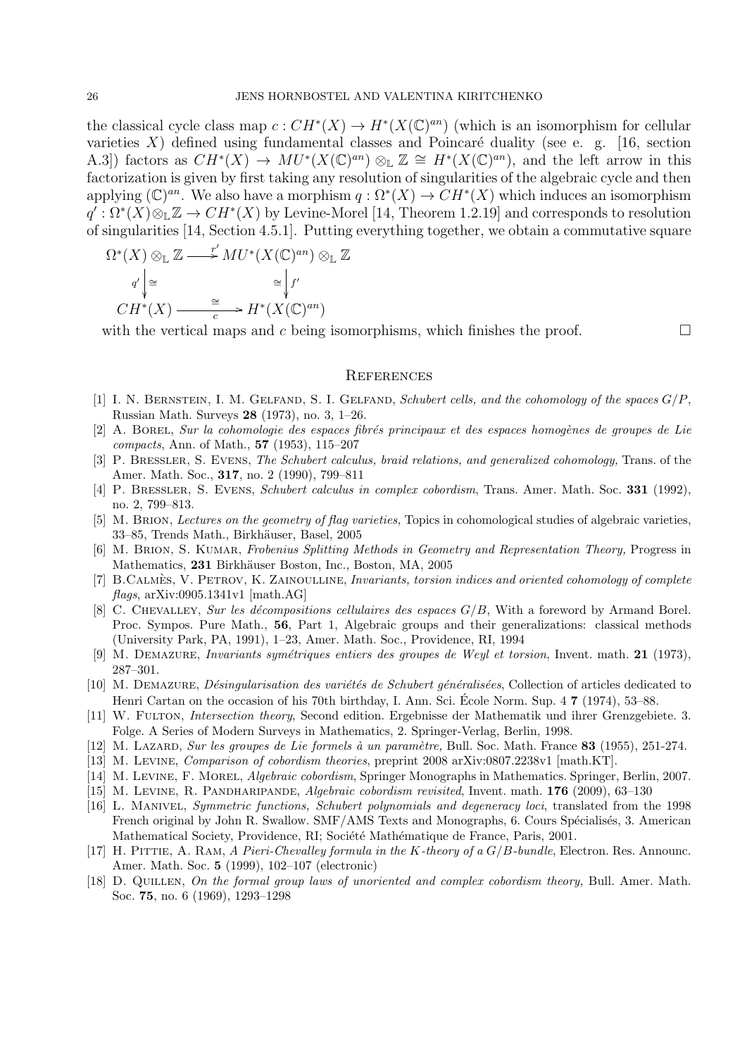the classical cycle class map $c : CH^*(X) \to H^*(X(\mathbb{C})^{an})$ (which is an isomorphism for cellular varieties $X$) defined using fundamental classes and Poincaré duality (see e. g. [16, section A.3]) factors as $CH^*(X) \to MU^*(X(\mathbb{C})^{an}) \otimes_{\mathbb{L}} \mathbb{Z} \cong H^*(X(\mathbb{C})^{an})$, and the left arrow in this factorization is given by first taking any resolution of singularities of the algebraic cycle and then applying $(\mathbb{C})^{an}$. We also have a morphism $q : \Omega^*(X) \to CH^*(X)$ which induces an isomorphism $q' : \Omega^*(X) \otimes_{\mathbb{L}} \mathbb{Z} \to CH^*(X)$ by Levine-Morel [14, Theorem 1.2.19] and corresponds to resolution of singularities [14, Section 4.5.1]. Putting everything together, we obtain a commutative square

$$\begin{array}{ccc} \Omega^*(X) \otimes_{\mathbb{L}} \mathbb{Z} & \xrightarrow{r'} & MU^*(X(\mathbb{C})^{an}) \otimes_{\mathbb{L}} \mathbb{Z} \\ {\scriptstyle q'} \downarrow \cong & & \cong \downarrow {\scriptstyle f'} \\ CH^*(X) & \xrightarrow[c]{\cong} & H^*(X(\mathbb{C})^{an}) \end{array}$$

with the vertical maps and $c$ being isomorphisms, which finishes the proof. □

## References

[1] I. N. Bernstein, I. M. Gelfand, S. I. Gelfand, *Schubert cells, and the cohomology of the spaces $G/P$*, Russian Math. Surveys **28** (1973), no. 3, 1–26.

[2] A. Borel, *Sur la cohomologie des espaces fibrés principaux et des espaces homogènes de groupes de Lie compacts*, Ann. of Math., **57** (1953), 115–207

[3] P. Bressler, S. Evens, *The Schubert calculus, braid relations, and generalized cohomology,* Trans. of the Amer. Math. Soc., **317**, no. 2 (1990), 799–811

[4] P. Bressler, S. Evens, *Schubert calculus in complex cobordism*, Trans. Amer. Math. Soc. **331** (1992), no. 2, 799–813.

[5] M. Brion, *Lectures on the geometry of flag varieties,* Topics in cohomological studies of algebraic varieties, 33–85, Trends Math., Birkhäuser, Basel, 2005

[6] M. Brion, S. Kumar, *Frobenius Splitting Methods in Geometry and Representation Theory,* Progress in Mathematics, **231** Birkhäuser Boston, Inc., Boston, MA, 2005

[7] B.Calmès, V. Petrov, K. Zainoulline, *Invariants, torsion indices and oriented cohomology of complete flags*, arXiv:0905.1341v1 [math.AG]

[8] C. Chevalley, *Sur les décompositions cellulaires des espaces $G/B$*, With a foreword by Armand Borel. Proc. Sympos. Pure Math., **56**, Part 1, Algebraic groups and their generalizations: classical methods (University Park, PA, 1991), 1–23, Amer. Math. Soc., Providence, RI, 1994

[9] M. Demazure, *Invariants symétriques entiers des groupes de Weyl et torsion*, Invent. math. **21** (1973), 287–301.

[10] M. Demazure, *Désingularisation des variétés de Schubert généralisées*, Collection of articles dedicated to Henri Cartan on the occasion of his 70th birthday, I. Ann. Sci. École Norm. Sup. 4 **7** (1974), 53–88.

[11] W. Fulton, *Intersection theory*, Second edition. Ergebnisse der Mathematik und ihrer Grenzgebiete. 3. Folge. A Series of Modern Surveys in Mathematics, 2. Springer-Verlag, Berlin, 1998.

[12] M. Lazard, *Sur les groupes de Lie formels à un paramètre,* Bull. Soc. Math. France **83** (1955), 251-274.

[13] M. Levine, *Comparison of cobordism theories*, preprint 2008 arXiv:0807.2238v1 [math.KT].

[14] M. Levine, F. Morel, *Algebraic cobordism*, Springer Monographs in Mathematics. Springer, Berlin, 2007.

[15] M. Levine, R. Pandharipande, *Algebraic cobordism revisited*, Invent. math. **176** (2009), 63–130

[16] L. Manivel, *Symmetric functions, Schubert polynomials and degeneracy loci*, translated from the 1998 French original by John R. Swallow. SMF/AMS Texts and Monographs, 6. Cours Spécialisés, 3. American Mathematical Society, Providence, RI; Société Mathématique de France, Paris, 2001.

[17] H. Pittie, A. Ram, *A Pieri-Chevalley formula in the K-theory of a $G/B$-bundle*, Electron. Res. Announc. Amer. Math. Soc. **5** (1999), 102–107 (electronic)

[18] D. Quillen, *On the formal group laws of unoriented and complex cobordism theory,* Bull. Amer. Math. Soc. **75**, no. 6 (1969), 1293–1298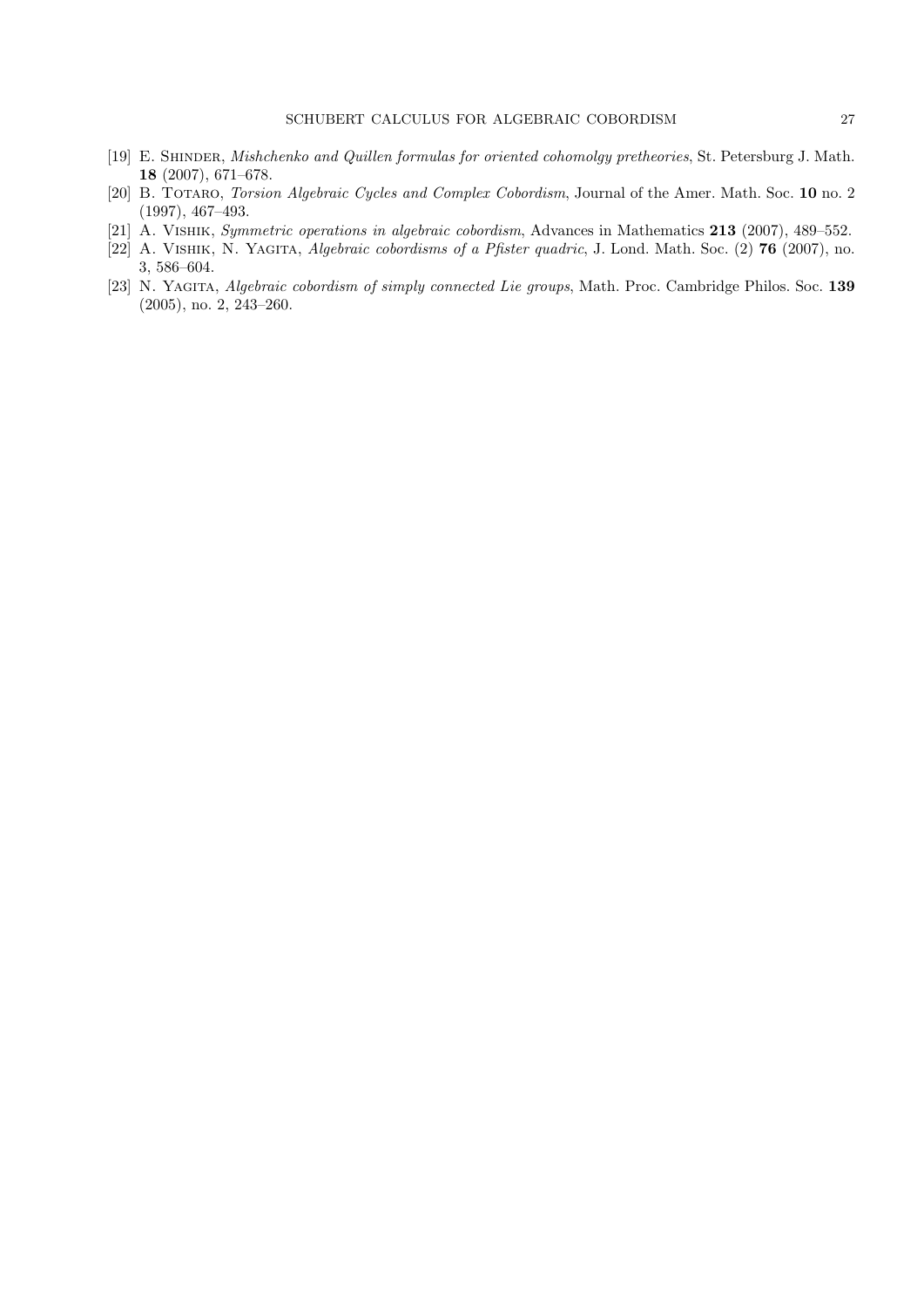[19] E. Shinder, *Mishchenko and Quillen formulas for oriented cohomolgy pretheories*, St. Petersburg J. Math. **18** (2007), 671–678.

[20] B. Totaro, *Torsion Algebraic Cycles and Complex Cobordism*, Journal of the Amer. Math. Soc. **10** no. 2 (1997), 467–493.

[21] A. Vishik, *Symmetric operations in algebraic cobordism*, Advances in Mathematics **213** (2007), 489–552.

[22] A. Vishik, N. Yagita, *Algebraic cobordisms of a Pfister quadric*, J. Lond. Math. Soc. (2) **76** (2007), no. 3, 586–604.

[23] N. Yagita, *Algebraic cobordism of simply connected Lie groups*, Math. Proc. Cambridge Philos. Soc. **139** (2005), no. 2, 243–260.